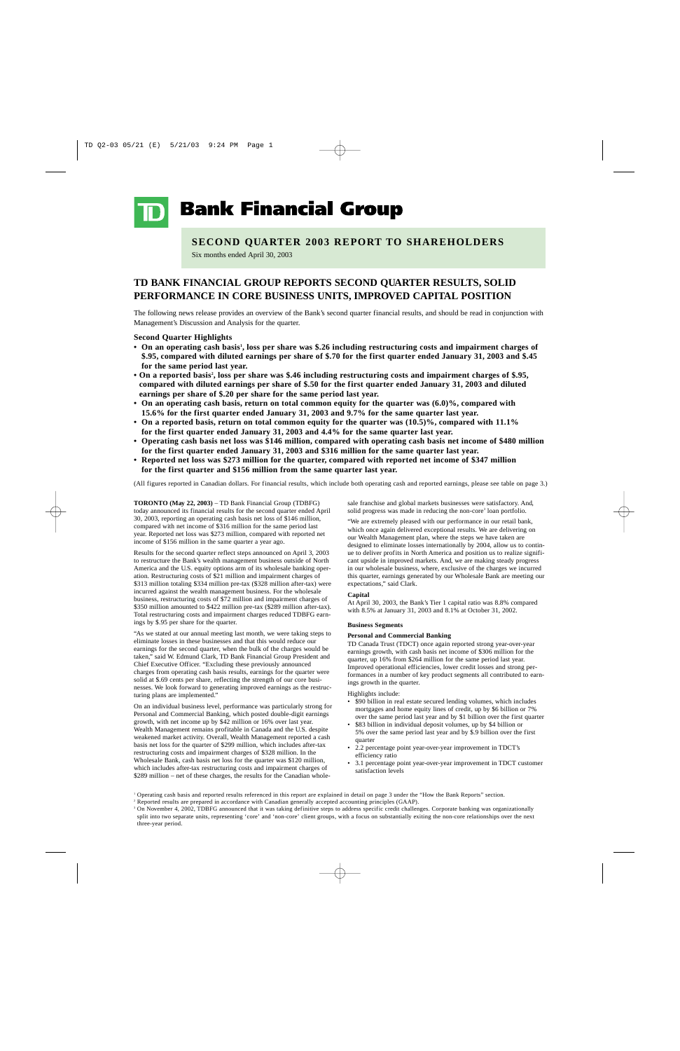# TD Bank Financial Group

## SECOND QUARTER 2003 REPORT TO SHAREHOLDERS

Six months ended April 30, 2003

## TD BANK FINANCIAL GROUP REPORTS SECOND QUARTER RESULTS, SOLID PERFORMANCE IN CORE BUSINESS UNITS, IMPROVED CAPITAL POSITION

The following news release provides an overview of the Bank's second quarter financial results, and should be read in conjunction with Management's Discussion and Analysis for the quarter.

### Second Quarter Highlights

- **On an operating cash basis[1], loss per share was $.26 including restructuring costs and impairment charges of $.95, compared with diluted earnings per share of $.70 for the first quarter ended January 31, 2003 and $.45 for the same period last year.**
- **On a reported basis[2], loss per share was $.46 including restructuring costs and impairment charges of $.95, compared with diluted earnings per share of $.50 for the first quarter ended January 31, 2003 and diluted earnings per share of $.20 for the same period last year.**
- **On an operating cash basis, return on total common equity for the quarter was (6.0)%, compared with 15.6% for the first quarter ended January 31, 2003 and 9.7% for the same quarter last year.**
- **On a reported basis, return on total common equity for the quarter was (10.5)%, compared with 11.1% for the first quarter ended January 31, 2003 and 4.4% for the same quarter last year.**
- **Operating cash basis net loss was $146 million, compared with operating cash basis net income of $480 million for the first quarter ended January 31, 2003 and $316 million for the same quarter last year.**
- **Reported net loss was $273 million for the quarter, compared with reported net income of $347 million for the first quarter and $156 million from the same quarter last year.**

(All figures reported in Canadian dollars. For financial results, which include both operating cash and reported earnings, please see table on page 3.)

**TORONTO (May 22, 2003)** – TD Bank Financial Group (TDBFG) today announced its financial results for the second quarter ended April 30, 2003, reporting an operating cash basis net loss of $146 million, compared with net income of $316 million for the same period last year. Reported net loss was $273 million, compared with reported net income of $156 million in the same quarter a year ago.

Results for the second quarter reflect steps announced on April 3, 2003 to restructure the Bank's wealth management business outside of North America and the U.S. equity options arm of its wholesale banking operation. Restructuring costs of $21 million and impairment charges of $313 million totaling $334 million pre-tax ($328 million after-tax) were incurred against the wealth management business. For the wholesale business, restructuring costs of $72 million and impairment charges of $350 million amounted to $422 million pre-tax ($289 million after-tax). Total restructuring costs and impairment charges reduced TDBFG earnings by $.95 per share for the quarter.

"As we stated at our annual meeting last month, we were taking steps to eliminate losses in these businesses and that this would reduce our earnings for the second quarter, when the bulk of the charges would be taken," said W. Edmund Clark, TD Bank Financial Group President and Chief Executive Officer. "Excluding these previously announced charges from operating cash basis results, earnings for the quarter were solid at $.69 cents per share, reflecting the strength of our core businesses. We look forward to generating improved earnings as the restructuring plans are implemented."

On an individual business level, performance was particularly strong for Personal and Commercial Banking, which posted double-digit earnings growth, with net income up by $42 million or 16% over last year. Wealth Management remains profitable in Canada and the U.S. despite weakened market activity. Overall, Wealth Management reported a cash basis net loss for the quarter of $299 million, which includes after-tax restructuring costs and impairment charges of $328 million. In the Wholesale Bank, cash basis net loss for the quarter was $120 million, which includes after-tax restructuring costs and impairment charges of $289 million – net of these charges, the results for the Canadian wholesale franchise and global markets businesses were satisfactory. And, solid progress was made in reducing the non-core[3] loan portfolio.

"We are extremely pleased with our performance in our retail bank, which once again delivered exceptional results. We are delivering on our Wealth Management plan, where the steps we have taken are designed to eliminate losses internationally by 2004, allow us to continue to deliver profits in North America and position us to realize significant upside in improved markets. And, we are making steady progress in our wholesale business, where, exclusive of the charges we incurred this quarter, earnings generated by our Wholesale Bank are meeting our expectations," said Clark.

#### Capital

At April 30, 2003, the Bank's Tier 1 capital ratio was 8.8% compared with 8.5% at January 31, 2003 and 8.1% at October 31, 2002.

#### Business Segments

**Personal and Commercial Banking**

TD Canada Trust (TDCT) once again reported strong year-over-year earnings growth, with cash basis net income of $306 million for the quarter, up 16% from $264 million for the same period last year. Improved operational efficiencies, lower credit losses and strong performances in a number of key product segments all contributed to earnings growth in the quarter.

Highlights include:

- $90 billion in real estate secured lending volumes, which includes mortgages and home equity lines of credit, up by $6 billion or 7% over the same period last year and by $1 billion over the first quarter
- $83 billion in individual deposit volumes, up by $4 billion or 5% over the same period last year and by $.9 billion over the first quarter
- 2.2 percentage point year-over-year improvement in TDCT's efficiency ratio
- 3.1 percentage point year-over-year improvement in TDCT customer satisfaction levels

[1] Operating cash basis and reported results referenced in this report are explained in detail on page 3 under the "How the Bank Reports" section.

[2] Reported results are prepared in accordance with Canadian generally accepted accounting principles (GAAP).

[3] On November 4, 2002, TDBFG announced that it was taking definitive steps to address specific credit challenges. Corporate banking was organizationally split into two separate units, representing 'core' and 'non-core' client groups, with a focus on substantially exiting the non-core relationships over the next three-year period.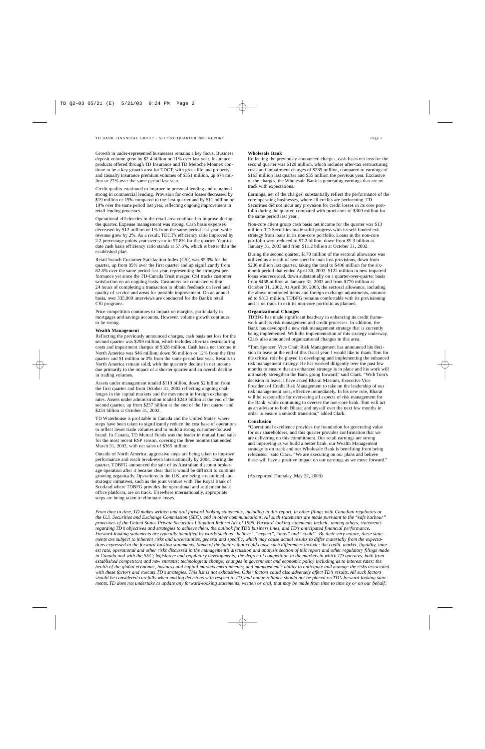Growth in under-represented businesses remains a key focus. Business deposit volume grew by $2.4 billion or 11% over last year. Insurance products offered through TD Insurance and TD Meloche Monnex continue to be a key growth area for TDCT, with gross life and property and casualty insurance premium volumes of $351 million, up $74 million or 27% over the same period last year.

Credit quality continued to improve in personal lending and remained strong in commercial lending. Provision for credit losses decreased by $19 million or 15% compared to the first quarter and by $11 million or 10% over the same period last year, reflecting ongoing improvement in retail lending processes.

Operational efficiencies in the retail area continued to improve during the quarter. Expense management was strong. Cash basis expenses decreased by $12 million or 1% from the same period last year, while revenue grew by 2%. As a result, TDCT's efficiency ratio improved by 2.2 percentage points year-over-year to 57.8% for the quarter. Year-to-date cash basis efficiency ratio stands at 57.6%, which is better than the established plan.

Retail branch Customer Satisfaction Index (CSI) was 85.9% for the quarter, up from 85% over the first quarter and up significantly from 82.8% over the same period last year, representing the strongest performance yet since the TD-Canada Trust merger. CSI tracks customer satisfaction on an ongoing basis. Customers are contacted within 24 hours of completing a transaction to obtain feedback on level and quality of service and areas for possible improvement. On an annual basis, over 335,000 interviews are conducted for the Bank's retail CSI programs.

Price competition continues to impact on margins, particularly in mortgages and savings accounts. However, volume growth continues to be strong.

**Wealth Management**

Reflecting the previously announced charges, cash basis net loss for the second quarter was $299 million, which includes after-tax restructuring costs and impairment charges of $328 million. Cash basis net income in North America was $46 million, down $6 million or 12% from the first quarter and $1 million or 2% from the same period last year. Results in North America remain solid, with the quarterly decline in net income due primarily to the impact of a shorter quarter and an overall decline in trading volumes.

Assets under management totaled $110 billion, down $2 billion from the first quarter and from October 31, 2002 reflecting ongoing challenges in the capital markets and the movement in foreign exchange rates. Assets under administration totaled $240 billion at the end of the second quarter, up from $237 billion at the end of the first quarter and $234 billion at October 31, 2002.

TD Waterhouse is profitable in Canada and the United States, where steps have been taken to significantly reduce the cost base of operations to reflect lower trade volumes and to build a strong customer-focused brand. In Canada, TD Mutual Funds was the leader in mutual fund sales for the most recent RSP season, covering the three months that ended March 31, 2003, with net sales of $365 million.

Outside of North America, aggressive steps are being taken to improve performance and reach break-even internationally by 2004. During the quarter, TDBFG announced the sale of its Australian discount brokerage operation after it became clear that it would be difficult to continue growing organically. Operations in the U.K. are being streamlined and strategic initiatives, such as the joint venture with The Royal Bank of Scotland where TDBFG provides the operational and settlement back office platform, are on track. Elsewhere internationally, appropriate steps are being taken to eliminate losses.

**Wholesale Bank**

Reflecting the previously announced charges, cash basis net loss for the second quarter was $120 million, which includes after-tax restructuring costs and impairment charges of $289 million, compared to earnings of $163 million last quarter and $35 million the previous year. Exclusive of the charges, the Wholesale Bank is generating earnings that are on track with expectations.

Earnings, net of the charges, substantially reflect the performance of the core operating businesses, where all credits are performing. TD Securities did not incur any provision for credit losses in its core portfolio during the quarter, compared with provisions of $300 million for the same period last year.

Non-core client group cash basis net income for the quarter was $13 million. TD Securities made solid progress with its self-funded exit strategy from loans in its non-core portfolio. Loans in the non-core portfolio were reduced to $7.2 billion, down from $9.3 billion at January 31, 2003 and from $11.2 billion at October 31, 2002.

During the second quarter, $170 million of the sectoral allowance was utilized as a result of new specific loan loss provisions, down from $236 million last quarter, taking the total to $406 million for the six-month period that ended April 30, 2003. $122 million in new impaired loans was recorded, down substantially on a quarter-over-quarter basis from $458 million at January 31, 2003 and from $770 million at October 31, 2002. At April 30, 2003, the sectoral allowance, including the above mentioned items and foreign exchange adjustments, amounted to $813 million. TDBFG remains comfortable with its provisioning and is on track to exit its non-core portfolio as planned.

**Organizational Changes**

TDBFG has made significant headway in enhancing its credit framework and its risk management and credit processes. In addition, the Bank has developed a new risk management strategy that is currently being implemented. With the implementation of this strategy underway, Clark also announced organizational changes in this area.

"Tom Spencer, Vice Chair Risk Management has announced his decision to leave at the end of this fiscal year. I would like to thank Tom for the critical role he played in developing and implementing the enhanced risk management strategy. He has worked diligently over the past few months to ensure that an enhanced strategy is in place and his work will ultimately strengthen the Bank going forward," said Clark. "With Tom's decision to leave, I have asked Bharat Masrani, Executive Vice President of Credit Risk Management to take on the leadership of our risk management area, effective immediately. In his new role, Bharat will be responsible for overseeing all aspects of risk management for the Bank, while continuing to oversee the non-core bank. Tom will act as an advisor to both Bharat and myself over the next few months in order to ensure a smooth transition," added Clark.

**Conclusion**

"Operational excellence provides the foundation for generating value for our shareholders, and this quarter provides confirmation that we are delivering on this commitment. Our retail earnings are strong and improving as we build a better bank, our Wealth Management strategy is on track and our Wholesale Bank is benefiting from being refocused," said Clark. "We are executing on our plans and believe these will have a positive impact on our earnings as we move forward."

(As reported Thursday, May 22, 2003)

*From time to time, TD makes written and oral forward-looking statements, including in this report, in other filings with Canadian regulators or the U.S. Securities and Exchange Commission (SEC), and in other communications. All such statements are made pursuant to the "safe harbour" provisions of the United States Private Securities Litigation Reform Act of 1995. Forward-looking statements include, among others, statements regarding TD's objectives and strategies to achieve them, the outlook for TD's business lines, and TD's anticipated financial performance. Forward-looking statements are typically identified by words such as "believe", "expect", "may" and "could". By their very nature, these statements are subject to inherent risks and uncertainties, general and specific, which may cause actual results to differ materially from the expectations expressed in the forward-looking statements. Some of the factors that could cause such differences include: the credit, market, liquidity, interest rate, operational and other risks discussed in the management's discussion and analysis section of this report and other regulatory filings made in Canada and with the SEC; legislative and regulatory developments; the degree of competition in the markets in which TD operates, both from established competitors and new entrants; technological change; changes in government and economic policy including as to interest rates; the health of the global economic, business and capital markets environments; and management's ability to anticipate and manage the risks associated with these factors and execute TD's strategies. This list is not exhaustive. Other factors could also adversely affect TD's results. All such factors should be considered carefully when making decisions with respect to TD, and undue reliance should not be placed on TD's forward-looking statements. TD does not undertake to update any forward-looking statements, written or oral, that may be made from time to time by or on our behalf.*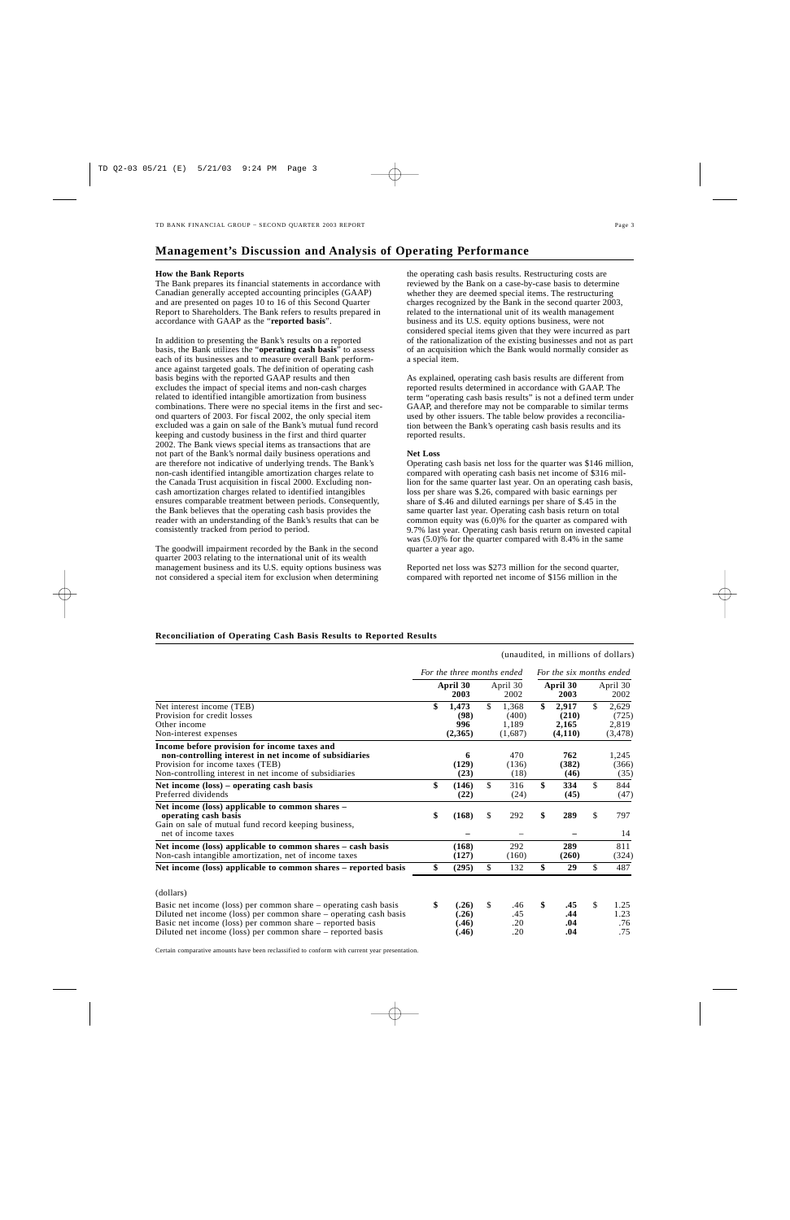# Management's Discussion and Analysis of Operating Performance

**How the Bank Reports**

The Bank prepares its financial statements in accordance with Canadian generally accepted accounting principles (GAAP) and are presented on pages 10 to 16 of this Second Quarter Report to Shareholders. The Bank refers to results prepared in accordance with GAAP as the "**reported basis**".

In addition to presenting the Bank's results on a reported basis, the Bank utilizes the "**operating cash basis**" to assess each of its businesses and to measure overall Bank performance against targeted goals. The definition of operating cash basis begins with the reported GAAP results and then excludes the impact of special items and non-cash charges related to identified intangible amortization from business combinations. There were no special items in the first and second quarters of 2003. For fiscal 2002, the only special item excluded was a gain on sale of the Bank's mutual fund record keeping and custody business in the first and third quarter 2002. The Bank views special items as transactions that are not part of the Bank's normal daily business operations and are therefore not indicative of underlying trends. The Bank's non-cash identified intangible amortization charges relate to the Canada Trust acquisition in fiscal 2000. Excluding non-cash amortization charges related to identified intangibles ensures comparable treatment between periods. Consequently, the Bank believes that the operating cash basis provides the reader with an understanding of the Bank's results that can be consistently tracked from period to period.

The goodwill impairment recorded by the Bank in the second quarter 2003 relating to the international unit of its wealth management business and its U.S. equity options business was not considered a special item for exclusion when determining the operating cash basis results. Restructuring costs are reviewed by the Bank on a case-by-case basis to determine whether they are deemed special items. The restructuring charges recognized by the Bank in the second quarter 2003, related to the international unit of its wealth management business and its U.S. equity options business, were not considered special items given that they were incurred as part of the rationalization of the existing businesses and not as part of an acquisition which the Bank would normally consider as a special item.

As explained, operating cash basis results are different from reported results determined in accordance with GAAP. The term "operating cash basis results" is not a defined term under GAAP, and therefore may not be comparable to similar terms used by other issuers. The table below provides a reconciliation between the Bank's operating cash basis results and its reported results.

**Net Loss**

Operating cash basis net loss for the quarter was $146 million, compared with operating cash basis net income of $316 million for the same quarter last year. On an operating cash basis, loss per share was $.26, compared with basic earnings per share of $.46 and diluted earnings per share of $.45 in the same quarter last year. Operating cash basis return on total common equity was (6.0)% for the quarter as compared with 9.7% last year. Operating cash basis return on invested capital was (5.0)% for the quarter compared with 8.4% in the same quarter a year ago.

Reported net loss was $273 million for the second quarter, compared with reported net income of $156 million in the

**Reconciliation of Operating Cash Basis Results to Reported Results**

(unaudited, in millions of dollars)

| | *For the three months ended* | | *For the six months ended* | |
|---|---|---|---|---|
| | **April 30 2003** | April 30 2002 | **April 30 2003** | April 30 2002 |
| Net interest income (TEB) | **$ 1,473** | $ 1,368 | **$ 2,917** | $ 2,629 |
| Provision for credit losses | **(98)** | (400) | **(210)** | (725) |
| Other income | **996** | 1,189 | **2,165** | 2,819 |
| Non-interest expenses | **(2,365)** | (1,687) | **(4,110)** | (3,478) |
| **Income before provision for income taxes and non-controlling interest in net income of subsidiaries** | **6** | 470 | **762** | 1,245 |
| Provision for income taxes (TEB) | **(129)** | (136) | **(382)** | (366) |
| Non-controlling interest in net income of subsidiaries | **(23)** | (18) | **(46)** | (35) |
| **Net income (loss) – operating cash basis** | **$ (146)** | $ 316 | **$ 334** | $ 844 |
| Preferred dividends | **(22)** | (24) | **(45)** | (47) |
| **Net income (loss) applicable to common shares – operating cash basis** | **$ (168)** | $ 292 | **$ 289** | $ 797 |
| Gain on sale of mutual fund record keeping business, net of income taxes | **–** | – | **–** | 14 |
| **Net income (loss) applicable to common shares – cash basis** | **(168)** | 292 | **289** | 811 |
| Non-cash intangible amortization, net of income taxes | **(127)** | (160) | **(260)** | (324) |
| **Net income (loss) applicable to common shares – reported basis** | **$ (295)** | $ 132 | **$ 29** | $ 487 |
| (dollars) | | | | |
| Basic net income (loss) per common share – operating cash basis | **$ (.26)** | $ .46 | **$ .45** | $ 1.25 |
| Diluted net income (loss) per common share – operating cash basis | **(.26)** | .45 | **.44** | 1.23 |
| Basic net income (loss) per common share – reported basis | **(.46)** | .20 | **.04** | .76 |
| Diluted net income (loss) per common share – reported basis | **(.46)** | .20 | **.04** | .75 |

Certain comparative amounts have been reclassified to conform with current year presentation.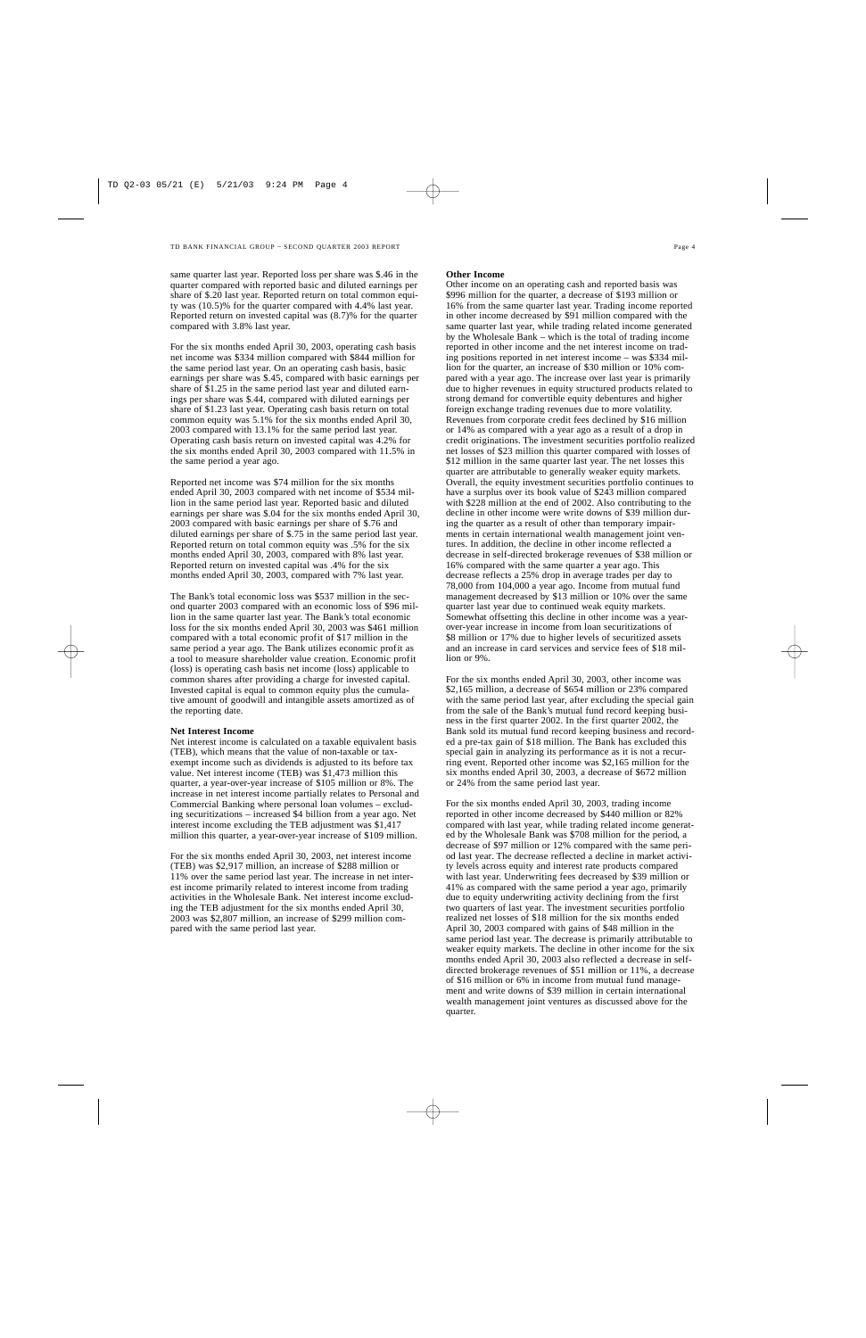same quarter last year. Reported loss per share was $.46 in the quarter compared with reported basic and diluted earnings per share of $.20 last year. Reported return on total common equity was (10.5)% for the quarter compared with 4.4% last year. Reported return on invested capital was (8.7)% for the quarter compared with 3.8% last year.

For the six months ended April 30, 2003, operating cash basis net income was $334 million compared with $844 million for the same period last year. On an operating cash basis, basic earnings per share was $.45, compared with basic earnings per share of $1.25 in the same period last year and diluted earnings per share was $.44, compared with diluted earnings per share of $1.23 last year. Operating cash basis return on total common equity was 5.1% for the six months ended April 30, 2003 compared with 13.1% for the same period last year. Operating cash basis return on invested capital was 4.2% for the six months ended April 30, 2003 compared with 11.5% in the same period a year ago.

Reported net income was $74 million for the six months ended April 30, 2003 compared with net income of $534 million in the same period last year. Reported basic and diluted earnings per share was $.04 for the six months ended April 30, 2003 compared with basic earnings per share of $.76 and diluted earnings per share of $.75 in the same period last year. Reported return on total common equity was .5% for the six months ended April 30, 2003, compared with 8% last year. Reported return on invested capital was .4% for the six months ended April 30, 2003, compared with 7% last year.

The Bank's total economic loss was $537 million in the second quarter 2003 compared with an economic loss of $96 million in the same quarter last year. The Bank's total economic loss for the six months ended April 30, 2003 was $461 million compared with a total economic profit of $17 million in the same period a year ago. The Bank utilizes economic profit as a tool to measure shareholder value creation. Economic profit (loss) is operating cash basis net income (loss) applicable to common shares after providing a charge for invested capital. Invested capital is equal to common equity plus the cumulative amount of goodwill and intangible assets amortized as of the reporting date.

**Net Interest Income**

Net interest income is calculated on a taxable equivalent basis (TEB), which means that the value of non-taxable or tax-exempt income such as dividends is adjusted to its before tax value. Net interest income (TEB) was $1,473 million this quarter, a year-over-year increase of $105 million or 8%. The increase in net interest income partially relates to Personal and Commercial Banking where personal loan volumes – excluding securitizations – increased $4 billion from a year ago. Net interest income excluding the TEB adjustment was $1,417 million this quarter, a year-over-year increase of $109 million.

For the six months ended April 30, 2003, net interest income (TEB) was $2,917 million, an increase of $288 million or 11% over the same period last year. The increase in net interest income primarily related to interest income from trading activities in the Wholesale Bank. Net interest income excluding the TEB adjustment for the six months ended April 30, 2003 was $2,807 million, an increase of $299 million compared with the same period last year.

**Other Income**

Other income on an operating cash and reported basis was $996 million for the quarter, a decrease of $193 million or 16% from the same quarter last year. Trading income reported in other income decreased by $91 million compared with the same quarter last year, while trading related income generated by the Wholesale Bank – which is the total of trading income reported in other income and the net interest income on trading positions reported in net interest income – was $334 million for the quarter, an increase of $30 million or 10% compared with a year ago. The increase over last year is primarily due to higher revenues in equity structured products related to strong demand for convertible equity debentures and higher foreign exchange trading revenues due to more volatility. Revenues from corporate credit fees declined by $16 million or 14% as compared with a year ago as a result of a drop in credit originations. The investment securities portfolio realized net losses of $23 million this quarter compared with losses of $12 million in the same quarter last year. The net losses this quarter are attributable to generally weaker equity markets. Overall, the equity investment securities portfolio continues to have a surplus over its book value of $243 million compared with $228 million at the end of 2002. Also contributing to the decline in other income were write downs of $39 million during the quarter as a result of other than temporary impairments in certain international wealth management joint ventures. In addition, the decline in other income reflected a decrease in self-directed brokerage revenues of $38 million or 16% compared with the same quarter a year ago. This decrease reflects a 25% drop in average trades per day to 78,000 from 104,000 a year ago. Income from mutual fund management decreased by $13 million or 10% over the same quarter last year due to continued weak equity markets. Somewhat offsetting this decline in other income was a year-over-year increase in income from loan securitizations of $8 million or 17% due to higher levels of securitized assets and an increase in card services and service fees of $18 million or 9%.

For the six months ended April 30, 2003, other income was $2,165 million, a decrease of $654 million or 23% compared with the same period last year, after excluding the special gain from the sale of the Bank's mutual fund record keeping business in the first quarter 2002. In the first quarter 2002, the Bank sold its mutual fund record keeping business and recorded a pre-tax gain of $18 million. The Bank has excluded this special gain in analyzing its performance as it is not a recurring event. Reported other income was $2,165 million for the six months ended April 30, 2003, a decrease of $672 million or 24% from the same period last year.

For the six months ended April 30, 2003, trading income reported in other income decreased by $440 million or 82% compared with last year, while trading related income generated by the Wholesale Bank was $708 million for the period, a decrease of $97 million or 12% compared with the same period last year. The decrease reflected a decline in market activity levels across equity and interest rate products compared with last year. Underwriting fees decreased by $39 million or 41% as compared with the same period a year ago, primarily due to equity underwriting activity declining from the first two quarters of last year. The investment securities portfolio realized net losses of $18 million for the six months ended April 30, 2003 compared with gains of $48 million in the same period last year. The decrease is primarily attributable to weaker equity markets. The decline in other income for the six months ended April 30, 2003 also reflected a decrease in self-directed brokerage revenues of $51 million or 11%, a decrease of $16 million or 6% in income from mutual fund management and write downs of $39 million in certain international wealth management joint ventures as discussed above for the quarter.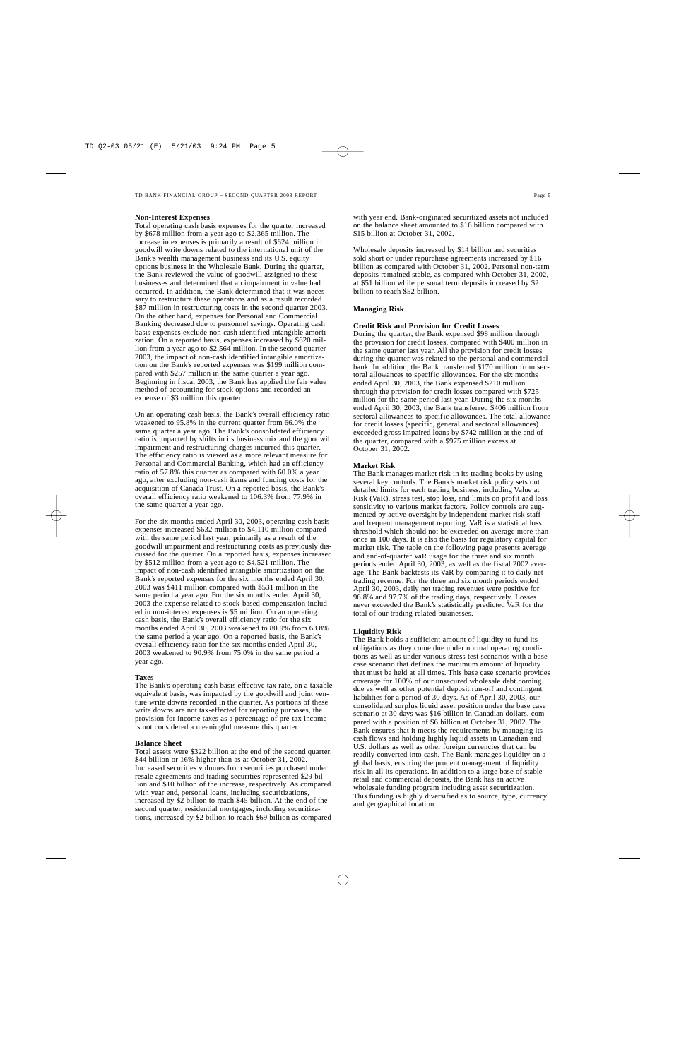### Non-Interest Expenses

Total operating cash basis expenses for the quarter increased by $678 million from a year ago to $2,365 million. The increase in expenses is primarily a result of $624 million in goodwill write downs related to the international unit of the Bank's wealth management business and its U.S. equity options business in the Wholesale Bank. During the quarter, the Bank reviewed the value of goodwill assigned to these businesses and determined that an impairment in value had occurred. In addition, the Bank determined that it was necessary to restructure these operations and as a result recorded $87 million in restructuring costs in the second quarter 2003. On the other hand, expenses for Personal and Commercial Banking decreased due to personnel savings. Operating cash basis expenses exclude non-cash identified intangible amortization. On a reported basis, expenses increased by $620 million from a year ago to $2,564 million. In the second quarter 2003, the impact of non-cash identified intangible amortization on the Bank's reported expenses was $199 million compared with $257 million in the same quarter a year ago. Beginning in fiscal 2003, the Bank has applied the fair value method of accounting for stock options and recorded an expense of $3 million this quarter.

On an operating cash basis, the Bank's overall efficiency ratio weakened to 95.8% in the current quarter from 66.0% the same quarter a year ago. The Bank's consolidated efficiency ratio is impacted by shifts in its business mix and the goodwill impairment and restructuring charges incurred this quarter. The efficiency ratio is viewed as a more relevant measure for Personal and Commercial Banking, which had an efficiency ratio of 57.8% this quarter as compared with 60.0% a year ago, after excluding non-cash items and funding costs for the acquisition of Canada Trust. On a reported basis, the Bank's overall efficiency ratio weakened to 106.3% from 77.9% in the same quarter a year ago.

For the six months ended April 30, 2003, operating cash basis expenses increased $632 million to $4,110 million compared with the same period last year, primarily as a result of the goodwill impairment and restructuring costs as previously discussed for the quarter. On a reported basis, expenses increased by $512 million from a year ago to $4,521 million. The impact of non-cash identified intangible amortization on the Bank's reported expenses for the six months ended April 30, 2003 was $411 million compared with $531 million in the same period a year ago. For the six months ended April 30, 2003 the expense related to stock-based compensation included in non-interest expenses is $5 million. On an operating cash basis, the Bank's overall efficiency ratio for the six months ended April 30, 2003 weakened to 80.9% from 63.8% the same period a year ago. On a reported basis, the Bank's overall efficiency ratio for the six months ended April 30, 2003 weakened to 90.9% from 75.0% in the same period a year ago.

### Taxes

The Bank's operating cash basis effective tax rate, on a taxable equivalent basis, was impacted by the goodwill and joint venture write downs recorded in the quarter. As portions of these write downs are not tax-effected for reporting purposes, the provision for income taxes as a percentage of pre-tax income is not considered a meaningful measure this quarter.

### Balance Sheet

Total assets were $322 billion at the end of the second quarter, $44 billion or 16% higher than as at October 31, 2002. Increased securities volumes from securities purchased under resale agreements and trading securities represented $29 billion and $10 billion of the increase, respectively. As compared with year end, personal loans, including securitizations, increased by $2 billion to reach $45 billion. At the end of the second quarter, residential mortgages, including securitizations, increased by $2 billion to reach $69 billion as compared with year end. Bank-originated securitized assets not included on the balance sheet amounted to $16 billion compared with $15 billion at October 31, 2002.

Wholesale deposits increased by $14 billion and securities sold short or under repurchase agreements increased by $16 billion as compared with October 31, 2002. Personal non-term deposits remained stable, as compared with October 31, 2002, at $51 billion while personal term deposits increased by $2 billion to reach $52 billion.

## Managing Risk

### Credit Risk and Provision for Credit Losses

During the quarter, the Bank expensed $98 million through the provision for credit losses, compared with $400 million in the same quarter last year. All the provision for credit losses during the quarter was related to the personal and commercial bank. In addition, the Bank transferred $170 million from sectoral allowances to specific allowances. For the six months ended April 30, 2003, the Bank expensed $210 million through the provision for credit losses compared with $725 million for the same period last year. During the six months ended April 30, 2003, the Bank transferred $406 million from sectoral allowances to specific allowances. The total allowance for credit losses (specific, general and sectoral allowances) exceeded gross impaired loans by $742 million at the end of the quarter, compared with a $975 million excess at October 31, 2002.

### Market Risk

The Bank manages market risk in its trading books by using several key controls. The Bank's market risk policy sets out detailed limits for each trading business, including Value at Risk (VaR), stress test, stop loss, and limits on profit and loss sensitivity to various market factors. Policy controls are augmented by active oversight by independent market risk staff and frequent management reporting. VaR is a statistical loss threshold which should not be exceeded on average more than once in 100 days. It is also the basis for regulatory capital for market risk. The table on the following page presents average and end-of-quarter VaR usage for the three and six month periods ended April 30, 2003, as well as the fiscal 2002 average. The Bank backtests its VaR by comparing it to daily net trading revenue. For the three and six month periods ended April 30, 2003, daily net trading revenues were positive for 96.8% and 97.7% of the trading days, respectively. Losses never exceeded the Bank's statistically predicted VaR for the total of our trading related businesses.

### Liquidity Risk

The Bank holds a sufficient amount of liquidity to fund its obligations as they come due under normal operating conditions as well as under various stress test scenarios with a base case scenario that defines the minimum amount of liquidity that must be held at all times. This base case scenario provides coverage for 100% of our unsecured wholesale debt coming due as well as other potential deposit run-off and contingent liabilities for a period of 30 days. As of April 30, 2003, our consolidated surplus liquid asset position under the base case scenario at 30 days was $16 billion in Canadian dollars, compared with a position of $6 billion at October 31, 2002. The Bank ensures that it meets the requirements by managing its cash flows and holding highly liquid assets in Canadian and U.S. dollars as well as other foreign currencies that can be readily converted into cash. The Bank manages liquidity on a global basis, ensuring the prudent management of liquidity risk in all its operations. In addition to a large base of stable retail and commercial deposits, the Bank has an active wholesale funding program including asset securitization. This funding is highly diversified as to source, type, currency and geographical location.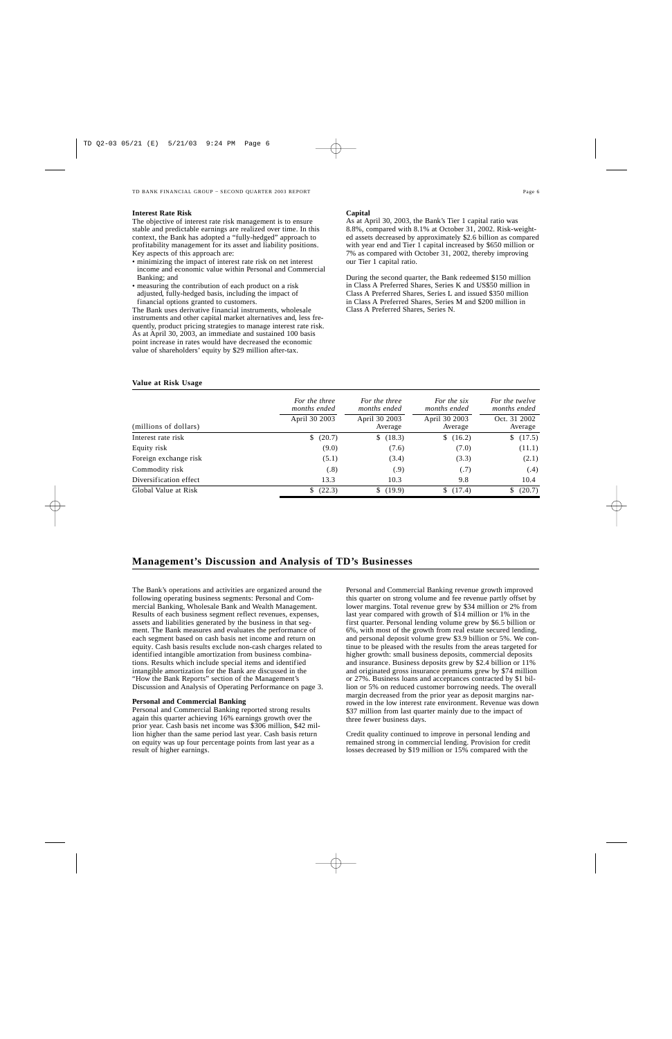### Interest Rate Risk

The objective of interest rate risk management is to ensure stable and predictable earnings are realized over time. In this context, the Bank has adopted a "fully-hedged" approach to profitability management for its asset and liability positions. Key aspects of this approach are:

- minimizing the impact of interest rate risk on net interest income and economic value within Personal and Commercial Banking; and
- measuring the contribution of each product on a risk adjusted, fully-hedged basis, including the impact of financial options granted to customers.

The Bank uses derivative financial instruments, wholesale instruments and other capital market alternatives and, less frequently, product pricing strategies to manage interest rate risk. As at April 30, 2003, an immediate and sustained 100 basis point increase in rates would have decreased the economic value of shareholders' equity by $29 million after-tax.

### Capital

As at April 30, 2003, the Bank's Tier 1 capital ratio was 8.8%, compared with 8.1% at October 31, 2002. Risk-weighted assets decreased by approximately $2.6 billion as compared with year end and Tier 1 capital increased by $650 million or 7% as compared with October 31, 2002, thereby improving our Tier 1 capital ratio.

During the second quarter, the Bank redeemed $150 million in Class A Preferred Shares, Series K and US$50 million in Class A Preferred Shares, Series L and issued $350 million in Class A Preferred Shares, Series M and $200 million in Class A Preferred Shares, Series N.

### Value at Risk Usage

| (millions of dollars) | *For the three months ended* April 30 2003 | *For the three months ended* April 30 2003 Average | *For the six months ended* April 30 2003 Average | *For the twelve months ended* Oct. 31 2002 Average |
|---|---|---|---|---|
| Interest rate risk | $ (20.7) | $ (18.3) | $ (16.2) | $ (17.5) |
| Equity risk | (9.0) | (7.6) | (7.0) | (11.1) |
| Foreign exchange risk | (5.1) | (3.4) | (3.3) | (2.1) |
| Commodity risk | (.8) | (.9) | (.7) | (.4) |
| Diversification effect | 13.3 | 10.3 | 9.8 | 10.4 |
| Global Value at Risk | $ (22.3) | $ (19.9) | $ (17.4) | $ (20.7) |

## Management's Discussion and Analysis of TD's Businesses

The Bank's operations and activities are organized around the following operating business segments: Personal and Commercial Banking, Wholesale Bank and Wealth Management. Results of each business segment reflect revenues, expenses, assets and liabilities generated by the business in that segment. The Bank measures and evaluates the performance of each segment based on cash basis net income and return on equity. Cash basis results exclude non-cash charges related to identified intangible amortization from business combinations. Results which include special items and identified intangible amortization for the Bank are discussed in the "How the Bank Reports" section of the Management's Discussion and Analysis of Operating Performance on page 3.

### Personal and Commercial Banking

Personal and Commercial Banking reported strong results again this quarter achieving 16% earnings growth over the prior year. Cash basis net income was $306 million, $42 million higher than the same period last year. Cash basis return on equity was up four percentage points from last year as a result of higher earnings.

Personal and Commercial Banking revenue growth improved this quarter on strong volume and fee revenue partly offset by lower margins. Total revenue grew by $34 million or 2% from last year compared with growth of $14 million or 1% in the first quarter. Personal lending volume grew by $6.5 billion or 6%, with most of the growth from real estate secured lending, and personal deposit volume grew $3.9 billion or 5%. We continue to be pleased with the results from the areas targeted for higher growth: small business deposits, commercial deposits and insurance. Business deposits grew by $2.4 billion or 11% and originated gross insurance premiums grew by $74 million or 27%. Business loans and acceptances contracted by $1 billion or 5% on reduced customer borrowing needs. The overall margin decreased from the prior year as deposit margins narrowed in the low interest rate environment. Revenue was down $37 million from last quarter mainly due to the impact of three fewer business days.

Credit quality continued to improve in personal lending and remained strong in commercial lending. Provision for credit losses decreased by $19 million or 15% compared with the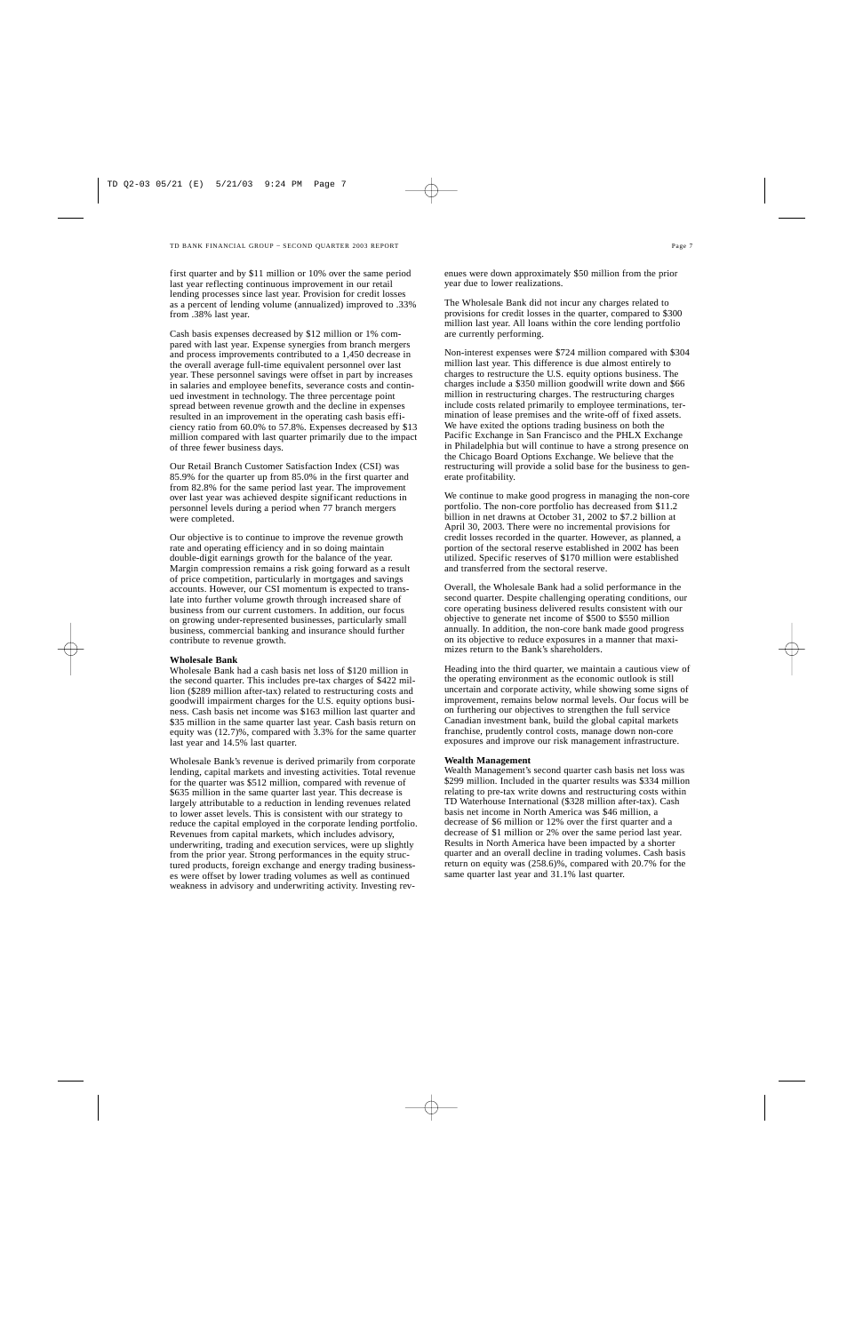first quarter and by $11 million or 10% over the same period last year reflecting continuous improvement in our retail lending processes since last year. Provision for credit losses as a percent of lending volume (annualized) improved to .33% from .38% last year.

Cash basis expenses decreased by $12 million or 1% compared with last year. Expense synergies from branch mergers and process improvements contributed to a 1,450 decrease in the overall average full-time equivalent personnel over last year. These personnel savings were offset in part by increases in salaries and employee benefits, severance costs and continued investment in technology. The three percentage point spread between revenue growth and the decline in expenses resulted in an improvement in the operating cash basis efficiency ratio from 60.0% to 57.8%. Expenses decreased by $13 million compared with last quarter primarily due to the impact of three fewer business days.

Our Retail Branch Customer Satisfaction Index (CSI) was 85.9% for the quarter up from 85.0% in the first quarter and from 82.8% for the same period last year. The improvement over last year was achieved despite significant reductions in personnel levels during a period when 77 branch mergers were completed.

Our objective is to continue to improve the revenue growth rate and operating efficiency and in so doing maintain double-digit earnings growth for the balance of the year. Margin compression remains a risk going forward as a result of price competition, particularly in mortgages and savings accounts. However, our CSI momentum is expected to translate into further volume growth through increased share of business from our current customers. In addition, our focus on growing under-represented businesses, particularly small business, commercial banking and insurance should further contribute to revenue growth.

**Wholesale Bank**

Wholesale Bank had a cash basis net loss of $120 million in the second quarter. This includes pre-tax charges of $422 million ($289 million after-tax) related to restructuring costs and goodwill impairment charges for the U.S. equity options business. Cash basis net income was $163 million last quarter and $35 million in the same quarter last year. Cash basis return on equity was (12.7)%, compared with 3.3% for the same quarter last year and 14.5% last quarter.

Wholesale Bank's revenue is derived primarily from corporate lending, capital markets and investing activities. Total revenue for the quarter was $512 million, compared with revenue of $635 million in the same quarter last year. This decrease is largely attributable to a reduction in lending revenues related to lower asset levels. This is consistent with our strategy to reduce the capital employed in the corporate lending portfolio. Revenues from capital markets, which includes advisory, underwriting, trading and execution services, were up slightly from the prior year. Strong performances in the equity structured products, foreign exchange and energy trading businesses were offset by lower trading volumes as well as continued weakness in advisory and underwriting activity. Investing revenues were down approximately $50 million from the prior year due to lower realizations.

The Wholesale Bank did not incur any charges related to provisions for credit losses in the quarter, compared to $300 million last year. All loans within the core lending portfolio are currently performing.

Non-interest expenses were $724 million compared with $304 million last year. This difference is due almost entirely to charges to restructure the U.S. equity options business. The charges include a $350 million goodwill write down and $66 million in restructuring charges. The restructuring charges include costs related primarily to employee terminations, termination of lease premises and the write-off of fixed assets. We have exited the options trading business on both the Pacific Exchange in San Francisco and the PHLX Exchange in Philadelphia but will continue to have a strong presence on the Chicago Board Options Exchange. We believe that the restructuring will provide a solid base for the business to generate profitability.

We continue to make good progress in managing the non-core portfolio. The non-core portfolio has decreased from $11.2 billion in net drawns at October 31, 2002 to $7.2 billion at April 30, 2003. There were no incremental provisions for credit losses recorded in the quarter. However, as planned, a portion of the sectoral reserve established in 2002 has been utilized. Specific reserves of $170 million were established and transferred from the sectoral reserve.

Overall, the Wholesale Bank had a solid performance in the second quarter. Despite challenging operating conditions, our core operating business delivered results consistent with our objective to generate net income of $500 to $550 million annually. In addition, the non-core bank made good progress on its objective to reduce exposures in a manner that maximizes return to the Bank's shareholders.

Heading into the third quarter, we maintain a cautious view of the operating environment as the economic outlook is still uncertain and corporate activity, while showing some signs of improvement, remains below normal levels. Our focus will be on furthering our objectives to strengthen the full service Canadian investment bank, build the global capital markets franchise, prudently control costs, manage down non-core exposures and improve our risk management infrastructure.

**Wealth Management**

Wealth Management's second quarter cash basis net loss was $299 million. Included in the quarter results was $334 million relating to pre-tax write downs and restructuring costs within TD Waterhouse International ($328 million after-tax). Cash basis net income in North America was $46 million, a decrease of $6 million or 12% over the first quarter and a decrease of $1 million or 2% over the same period last year. Results in North America have been impacted by a shorter quarter and an overall decline in trading volumes. Cash basis return on equity was (258.6)%, compared with 20.7% for the same quarter last year and 31.1% last quarter.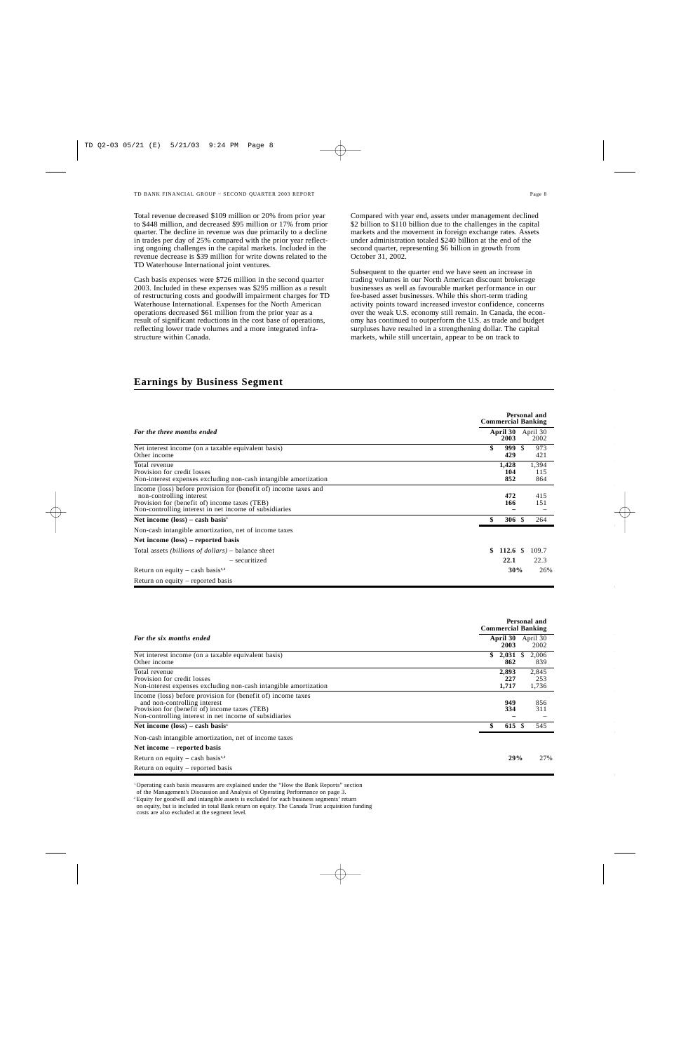Total revenue decreased $109 million or 20% from prior year to $448 million, and decreased $95 million or 17% from prior quarter. The decline in revenue was due primarily to a decline in trades per day of 25% compared with the prior year reflecting ongoing challenges in the capital markets. Included in the revenue decrease is $39 million for write downs related to the TD Waterhouse International joint ventures.

Cash basis expenses were $726 million in the second quarter 2003. Included in these expenses was $295 million as a result of restructuring costs and goodwill impairment charges for TD Waterhouse International. Expenses for the North American operations decreased $61 million from the prior year as a result of significant reductions in the cost base of operations, reflecting lower trade volumes and a more integrated infrastructure within Canada.

Compared with year end, assets under management declined $2 billion to $110 billion due to the challenges in the capital markets and the movement in foreign exchange rates. Assets under administration totaled $240 billion at the end of the second quarter, representing $6 billion in growth from October 31, 2002.

Subsequent to the quarter end we have seen an increase in trading volumes in our North American discount brokerage businesses as well as favourable market performance in our fee-based asset businesses. While this short-term trading activity points toward increased investor confidence, concerns over the weak U.S. economy still remain. In Canada, the economy has continued to outperform the U.S. as trade and budget surpluses have resulted in a strengthening dollar. The capital markets, while still uncertain, appear to be on track to

## Earnings by Business Segment

| *For the three months ended* | Personal and Commercial Banking | |
|---|---|---|
| | **April 30 2003** | April 30 2002 |
| Net interest income (on a taxable equivalent basis) | **$ 999** | $ 973 |
| Other income | **429** | 421 |
| Total revenue | **1,428** | 1,394 |
| Provision for credit losses | **104** | 115 |
| Non-interest expenses excluding non-cash intangible amortization | **852** | 864 |
| Income (loss) before provision for (benefit of) income taxes and non-controlling interest | **472** | 415 |
| Provision for (benefit of) income taxes (TEB) | **166** | 151 |
| Non-controlling interest in net income of subsidiaries | **–** | – |
| **Net income (loss) – cash basis[1]** | **$ 306** | $ 264 |
| Non-cash intangible amortization, net of income taxes | | |
| **Net income (loss) – reported basis** | | |
| Total assets *(billions of dollars)* – balance sheet | **$ 112.6** | $ 109.7 |
| – securitized | **22.1** | 22.3 |
| Return on equity – cash basis[1,2] | **30%** | 26% |
| Return on equity – reported basis | | |

| *For the six months ended* | Personal and Commercial Banking | |
|---|---|---|
| | **April 30 2003** | April 30 2002 |
| Net interest income (on a taxable equivalent basis) | **$ 2,031** | $ 2,006 |
| Other income | **862** | 839 |
| Total revenue | **2,893** | 2,845 |
| Provision for credit losses | **227** | 253 |
| Non-interest expenses excluding non-cash intangible amortization | **1,717** | 1,736 |
| Income (loss) before provision for (benefit of) income taxes and non-controlling interest | **949** | 856 |
| Provision for (benefit of) income taxes (TEB) | **334** | 311 |
| Non-controlling interest in net income of subsidiaries | **–** | – |
| **Net income (loss) – cash basis[1]** | **$ 615** | $ 545 |
| Non-cash intangible amortization, net of income taxes | | |
| **Net income – reported basis** | | |
| Return on equity – cash basis[1,2] | **29%** | 27% |
| Return on equity – reported basis | | |

[1] Operating cash basis measures are explained under the "How the Bank Reports" section of the Management's Discussion and Analysis of Operating Performance on page 3.

[2] Equity for goodwill and intangible assets is excluded for each business segments' return on equity, but is included in total Bank return on equity. The Canada Trust acquisition funding costs are also excluded at the segment level.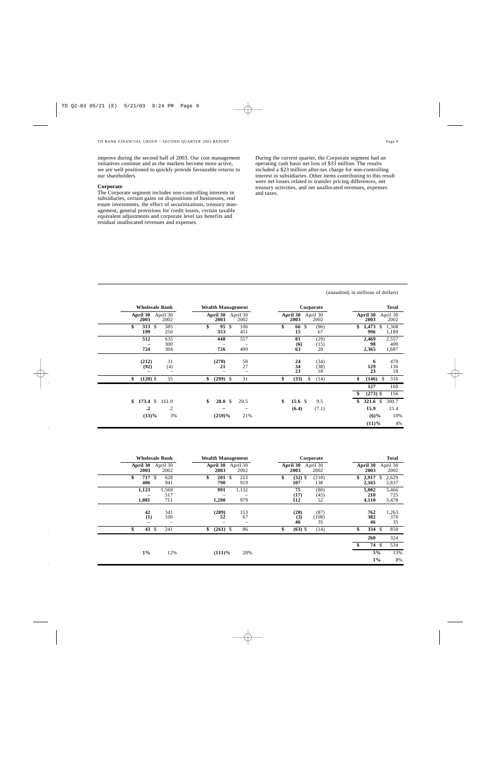improve during the second half of 2003. Our cost management initiatives continue and as the markets become more active, we are well positioned to quickly provide favourable returns to our shareholders.

**Corporate**

The Corporate segment includes non-controlling interests in subsidiaries, certain gains on dispositions of businesses, real estate investments, the effect of securitizations, treasury management, general provisions for credit losses, certain taxable equivalent adjustments and corporate level tax benefits and residual unallocated revenues and expenses.

During the current quarter, the Corporate segment had an operating cash basis net loss of $33 million. The results included a $23 million after-tax charge for non-controlling interest in subsidiaries. Other items contributing to this result were net losses related to transfer pricing differences, net treasury activities, and net unallocated revenues, expenses and taxes.

(unaudited, in millions of dollars)

| Wholesale Bank | | Wealth Management | | Corporate | | Total | |
|---|---|---|---|---|---|---|---|
| **April 30 2003** | April 30 2002 | **April 30 2003** | April 30 2002 | **April 30 2003** | April 30 2002 | **April 30 2003** | April 30 2002 |
| **$ 313** | $ 385 | **$ 95** | $ 106 | **$ 66** | $ (96) | **$ 1,473** | $ 1,368 |
| **199** | 250 | **353** | 451 | **15** | 67 | **996** | 1,189 |
| **512** | 635 | **448** | 557 | **81** | (29) | **2,469** | 2,557 |
| **–** | 300 | **–** | – | **(6)** | (15) | **98** | 400 |
| **724** | 304 | **726** | 499 | **63** | 20 | **2,365** | 1,687 |
| **(212)** | 31 | **(278)** | 58 | **24** | (34) | **6** | 470 |
| **(92)** | (4) | **21** | 27 | **34** | (38) | **129** | 136 |
| **–** | – | **–** | – | **23** | 18 | **23** | 18 |
| **$ (120)** | $ 35 | **$ (299)** | $ 31 | **$ (33)** | $ (14) | **$ (146)** | $ 316 |
| | | | | | | **127** | 160 |
| | | | | | | **$ (273)** | $ 156 |
| **$ 173.4** | $ 161.0 | **$ 20.0** | $ 20.5 | **$ 15.6** | $ 9.5 | **$ 321.6** | $ 300.7 |
| **.2** | .2 | **–** | – | **(6.4)** | (7.1) | **15.9** | 15.4 |
| **(13)%** | 3% | **(259)%** | 21% | | | **(6)%** | 10% |
| | | | | | | **(11)%** | 4% |

| Wholesale Bank | | Wealth Management | | Corporate | | Total | |
|---|---|---|---|---|---|---|---|
| **April 30 2003** | April 30 2002 | **April 30 2003** | April 30 2002 | **April 30 2003** | April 30 2002 | **April 30 2003** | April 30 2002 |
| **$ 717** | $ 628 | **$ 201** | $ 213 | **$ (32)** | $ (218) | **$ 2,917** | $ 2,629 |
| **406** | 941 | **790** | 919 | **107** | 138 | **2,165** | 2,837 |
| **1,123** | 1,569 | **991** | 1,132 | **75** | (80) | **5,082** | 5,466 |
| **–** | 517 | **–** | – | **(17)** | (45) | **210** | 725 |
| **1,081** | 711 | **1,200** | 979 | **112** | 52 | **4,110** | 3,478 |
| **42** | 341 | **(209)** | 153 | **(20)** | (87) | **762** | 1,263 |
| **(1)** | 100 | **52** | 67 | **(3)** | (108) | **382** | 370 |
| **–** | – | **–** | – | **46** | 35 | **46** | 35 |
| **$ 43** | $ 241 | **$ (261)** | $ 86 | **$ (63)** | $ (14) | **$ 334** | $ 858 |
| | | | | | | **260** | 324 |
| | | | | | | **$ 74** | $ 534 |
| **1%** | 12% | **(111)%** | 28% | | | **5%** | 13% |
| | | | | | | **1%** | 8% |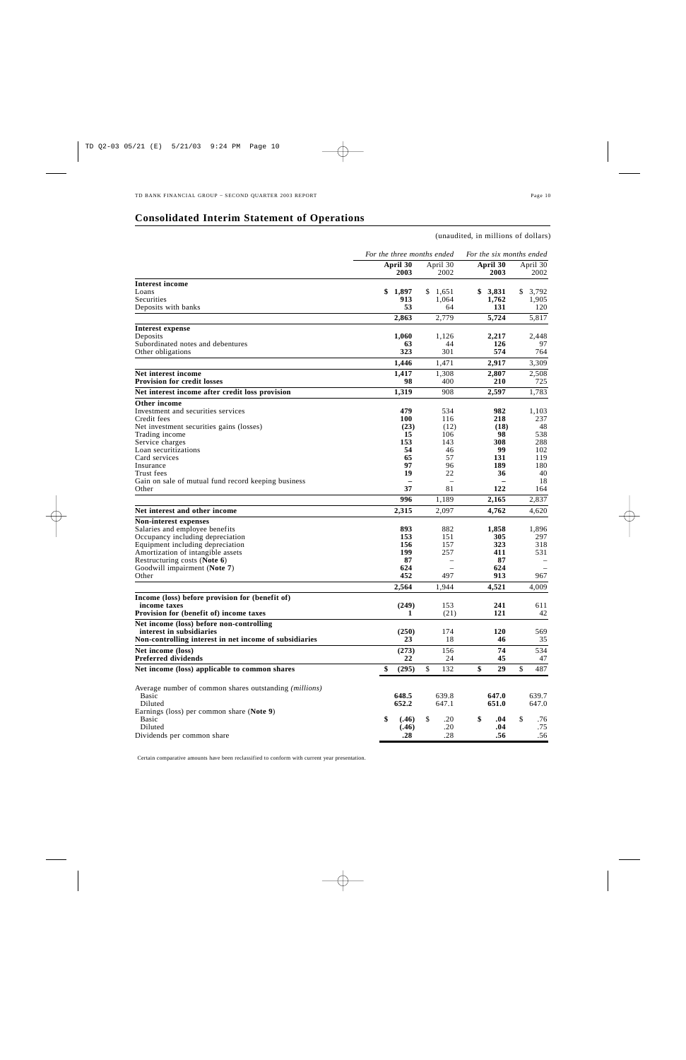## Consolidated Interim Statement of Operations

(unaudited, in millions of dollars)

| | *For the three months ended* | | *For the six months ended* | |
|---|---|---|---|---|
| | **April 30 2003** | April 30 2002 | **April 30 2003** | April 30 2002 |
| **Interest income** | | | | |
| Loans | **$ 1,897** | $ 1,651 | **$ 3,831** | $ 3,792 |
| Securities | **913** | 1,064 | **1,762** | 1,905 |
| Deposits with banks | **53** | 64 | **131** | 120 |
| | **2,863** | 2,779 | **5,724** | 5,817 |
| **Interest expense** | | | | |
| Deposits | **1,060** | 1,126 | **2,217** | 2,448 |
| Subordinated notes and debentures | **63** | 44 | **126** | 97 |
| Other obligations | **323** | 301 | **574** | 764 |
| | **1,446** | 1,471 | **2,917** | 3,309 |
| **Net interest income** | **1,417** | 1,308 | **2,807** | 2,508 |
| **Provision for credit losses** | **98** | 400 | **210** | 725 |
| **Net interest income after credit loss provision** | **1,319** | 908 | **2,597** | 1,783 |
| **Other income** | | | | |
| Investment and securities services | **479** | 534 | **982** | 1,103 |
| Credit fees | **100** | 116 | **218** | 237 |
| Net investment securities gains (losses) | **(23)** | (12) | **(18)** | 48 |
| Trading income | **15** | 106 | **98** | 538 |
| Service charges | **153** | 143 | **308** | 288 |
| Loan securitizations | **54** | 46 | **99** | 102 |
| Card services | **65** | 57 | **131** | 119 |
| Insurance | **97** | 96 | **189** | 180 |
| Trust fees | **19** | 22 | **36** | 40 |
| Gain on sale of mutual fund record keeping business | **–** | – | **–** | 18 |
| Other | **37** | 81 | **122** | 164 |
| | **996** | 1,189 | **2,165** | 2,837 |
| **Net interest and other income** | **2,315** | 2,097 | **4,762** | 4,620 |
| **Non-interest expenses** | | | | |
| Salaries and employee benefits | **893** | 882 | **1,858** | 1,896 |
| Occupancy including depreciation | **153** | 151 | **305** | 297 |
| Equipment including depreciation | **156** | 157 | **323** | 318 |
| Amortization of intangible assets | **199** | 257 | **411** | 531 |
| Restructuring costs (**Note 6**) | **87** | – | **87** | – |
| Goodwill impairment (**Note 7**) | **624** | – | **624** | – |
| Other | **452** | 497 | **913** | 967 |
| | **2,564** | 1,944 | **4,521** | 4,009 |
| **Income (loss) before provision for (benefit of) income taxes** | **(249)** | 153 | **241** | 611 |
| **Provision for (benefit of) income taxes** | **1** | (21) | **121** | 42 |
| **Net income (loss) before non-controlling interest in subsidiaries** | **(250)** | 174 | **120** | 569 |
| **Non-controlling interest in net income of subsidiaries** | **23** | 18 | **46** | 35 |
| **Net income (loss)** | **(273)** | 156 | **74** | 534 |
| **Preferred dividends** | **22** | 24 | **45** | 47 |
| **Net income (loss) applicable to common shares** | **$ (295)** | $ 132 | **$ 29** | $ 487 |
| Average number of common shares outstanding *(millions)* | | | | |
| Basic | **648.5** | 639.8 | **647.0** | 639.7 |
| Diluted | **652.2** | 647.1 | **651.0** | 647.0 |
| Earnings (loss) per common share (**Note 9**) | | | | |
| Basic | **$ (.46)** | $ .20 | **$ .04** | $ .76 |
| Diluted | **(.46)** | .20 | **.04** | .75 |
| Dividends per common share | **.28** | .28 | **.56** | .56 |

Certain comparative amounts have been reclassified to conform with current year presentation.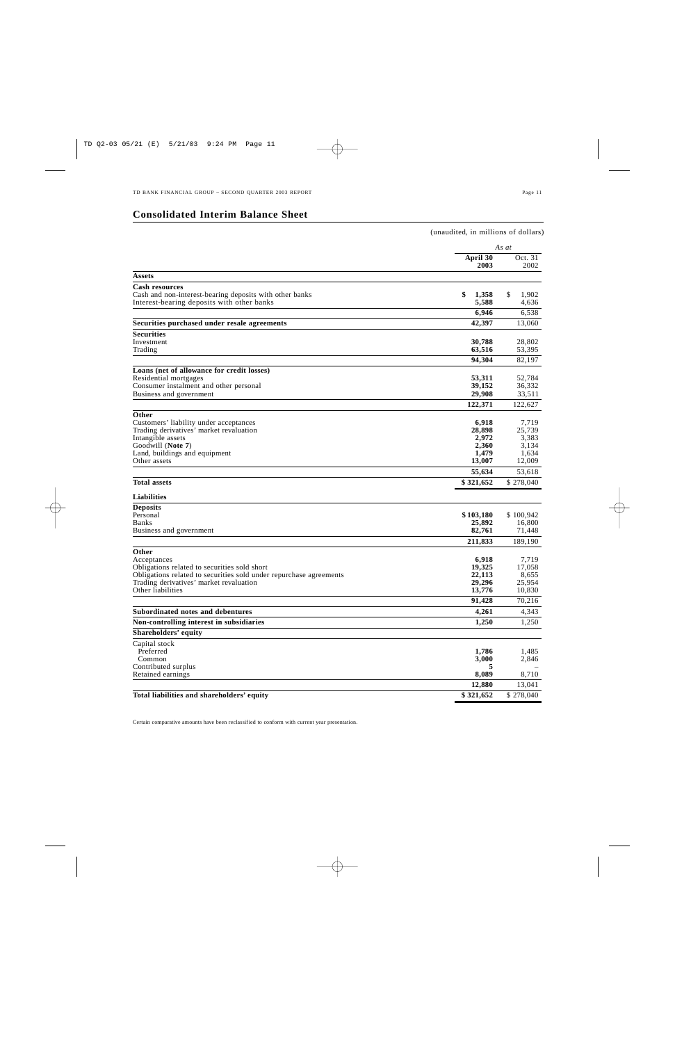## Consolidated Interim Balance Sheet

(unaudited, in millions of dollars)

| | As at | |
|---|---|---|
| | **April 30 2003** | Oct. 31 2002 |
| **Assets** | | |
| **Cash resources** | | |
| Cash and non-interest-bearing deposits with other banks | **$ 1,358** | $ 1,902 |
| Interest-bearing deposits with other banks | **5,588** | 4,636 |
| | **6,946** | 6,538 |
| **Securities purchased under resale agreements** | **42,397** | 13,060 |
| **Securities** | | |
| Investment | **30,788** | 28,802 |
| Trading | **63,516** | 53,395 |
| | **94,304** | 82,197 |
| **Loans (net of allowance for credit losses)** | | |
| Residential mortgages | **53,311** | 52,784 |
| Consumer instalment and other personal | **39,152** | 36,332 |
| Business and government | **29,908** | 33,511 |
| | **122,371** | 122,627 |
| **Other** | | |
| Customers' liability under acceptances | **6,918** | 7,719 |
| Trading derivatives' market revaluation | **28,898** | 25,739 |
| Intangible assets | **2,972** | 3,383 |
| Goodwill (**Note 7**) | **2,360** | 3,134 |
| Land, buildings and equipment | **1,479** | 1,634 |
| Other assets | **13,007** | 12,009 |
| | **55,634** | 53,618 |
| **Total assets** | **$ 321,652** | $ 278,040 |
| **Liabilities** | | |
| **Deposits** | | |
| Personal | **$ 103,180** | $ 100,942 |
| Banks | **25,892** | 16,800 |
| Business and government | **82,761** | 71,448 |
| | **211,833** | 189,190 |
| **Other** | | |
| Acceptances | **6,918** | 7,719 |
| Obligations related to securities sold short | **19,325** | 17,058 |
| Obligations related to securities sold under repurchase agreements | **22,113** | 8,655 |
| Trading derivatives' market revaluation | **29,296** | 25,954 |
| Other liabilities | **13,776** | 10,830 |
| | **91,428** | 70,216 |
| **Subordinated notes and debentures** | **4,261** | 4,343 |
| **Non-controlling interest in subsidiaries** | **1,250** | 1,250 |
| **Shareholders' equity** | | |
| Capital stock | | |
| Preferred | **1,786** | 1,485 |
| Common | **3,000** | 2,846 |
| Contributed surplus | **5** | – |
| Retained earnings | **8,089** | 8,710 |
| | **12,880** | 13,041 |
| **Total liabilities and shareholders' equity** | **$ 321,652** | $ 278,040 |

Certain comparative amounts have been reclassified to conform with current year presentation.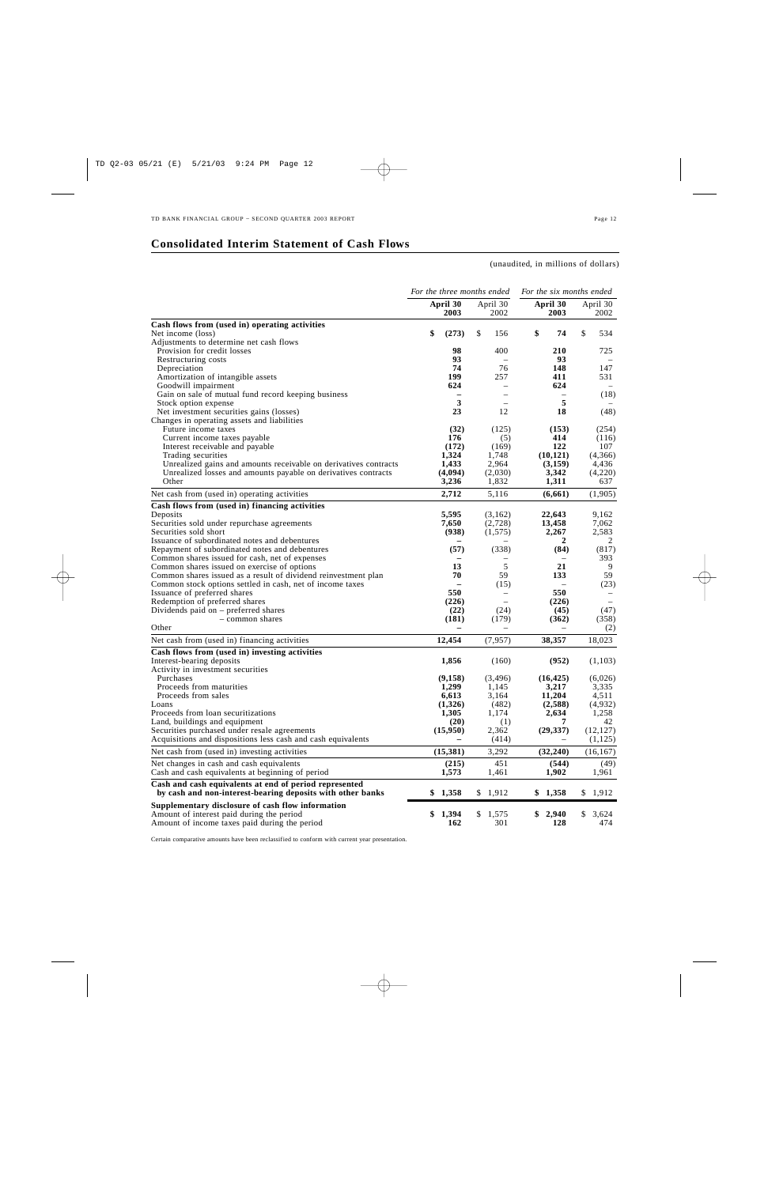## Consolidated Interim Statement of Cash Flows

(unaudited, in millions of dollars)

| | *For the three months ended* | | *For the six months ended* | |
|---|---|---|---|---|
| | **April 30 2003** | April 30 2002 | **April 30 2003** | April 30 2002 |
| **Cash flows from (used in) operating activities** | | | | |
| Net income (loss) | **$ (273)** | $ 156 | **$ 74** | $ 534 |
| Adjustments to determine net cash flows | | | | |
| Provision for credit losses | **98** | 400 | **210** | 725 |
| Restructuring costs | **93** | – | **93** | – |
| Depreciation | **74** | 76 | **148** | 147 |
| Amortization of intangible assets | **199** | 257 | **411** | 531 |
| Goodwill impairment | **624** | – | **624** | – |
| Gain on sale of mutual fund record keeping business | **–** | – | **–** | (18) |
| Stock option expense | **3** | – | **5** | – |
| Net investment securities gains (losses) | **23** | 12 | **18** | (48) |
| Changes in operating assets and liabilities | | | | |
| Future income taxes | **(32)** | (125) | **(153)** | (254) |
| Current income taxes payable | **176** | (5) | **414** | (116) |
| Interest receivable and payable | **(172)** | (169) | **122** | 107 |
| Trading securities | **1,324** | 1,748 | **(10,121)** | (4,366) |
| Unrealized gains and amounts receivable on derivatives contracts | **1,433** | 2,964 | **(3,159)** | 4,436 |
| Unrealized losses and amounts payable on derivatives contracts | **(4,094)** | (2,030) | **3,342** | (4,220) |
| Other | **3,236** | 1,832 | **1,311** | 637 |
| Net cash from (used in) operating activities | **2,712** | 5,116 | **(6,661)** | (1,905) |
| **Cash flows from (used in) financing activities** | | | | |
| Deposits | **5,595** | (3,162) | **22,643** | 9,162 |
| Securities sold under repurchase agreements | **7,650** | (2,728) | **13,458** | 7,062 |
| Securities sold short | **(938)** | (1,575) | **2,267** | 2,583 |
| Issuance of subordinated notes and debentures | **–** | – | **2** | 2 |
| Repayment of subordinated notes and debentures | **(57)** | (338) | **(84)** | (817) |
| Common shares issued for cash, net of expenses | **–** | – | **–** | 393 |
| Common shares issued on exercise of options | **13** | 5 | **21** | 9 |
| Common shares issued as a result of dividend reinvestment plan | **70** | 59 | **133** | 59 |
| Common stock options settled in cash, net of income taxes | **–** | (15) | **–** | (23) |
| Issuance of preferred shares | **550** | – | **550** | – |
| Redemption of preferred shares | **(226)** | – | **(226)** | – |
| Dividends paid on – preferred shares | **(22)** | (24) | **(45)** | (47) |
| – common shares | **(181)** | (179) | **(362)** | (358) |
| Other | **–** | – | **–** | (2) |
| Net cash from (used in) financing activities | **12,454** | (7,957) | **38,357** | 18,023 |
| **Cash flows from (used in) investing activities** | | | | |
| Interest-bearing deposits | **1,856** | (160) | **(952)** | (1,103) |
| Activity in investment securities | | | | |
| Purchases | **(9,158)** | (3,496) | **(16,425)** | (6,026) |
| Proceeds from maturities | **1,299** | 1,145 | **3,217** | 3,335 |
| Proceeds from sales | **6,613** | 3,164 | **11,204** | 4,511 |
| Loans | **(1,326)** | (482) | **(2,588)** | (4,932) |
| Proceeds from loan securitizations | **1,305** | 1,174 | **2,634** | 1,258 |
| Land, buildings and equipment | **(20)** | (1) | **7** | 42 |
| Securities purchased under resale agreements | **(15,950)** | 2,362 | **(29,337)** | (12,127) |
| Acquisitions and dispositions less cash and cash equivalents | **–** | (414) | **–** | (1,125) |
| Net cash from (used in) investing activities | **(15,381)** | 3,292 | **(32,240)** | (16,167) |
| Net changes in cash and cash equivalents | **(215)** | 451 | **(544)** | (49) |
| Cash and cash equivalents at beginning of period | **1,573** | 1,461 | **1,902** | 1,961 |
| **Cash and cash equivalents at end of period represented by cash and non-interest-bearing deposits with other banks** | **$ 1,358** | $ 1,912 | **$ 1,358** | $ 1,912 |
| **Supplementary disclosure of cash flow information** | | | | |
| Amount of interest paid during the period | **$ 1,394** | $ 1,575 | **$ 2,940** | $ 3,624 |
| Amount of income taxes paid during the period | **162** | 301 | **128** | 474 |

Certain comparative amounts have been reclassified to conform with current year presentation.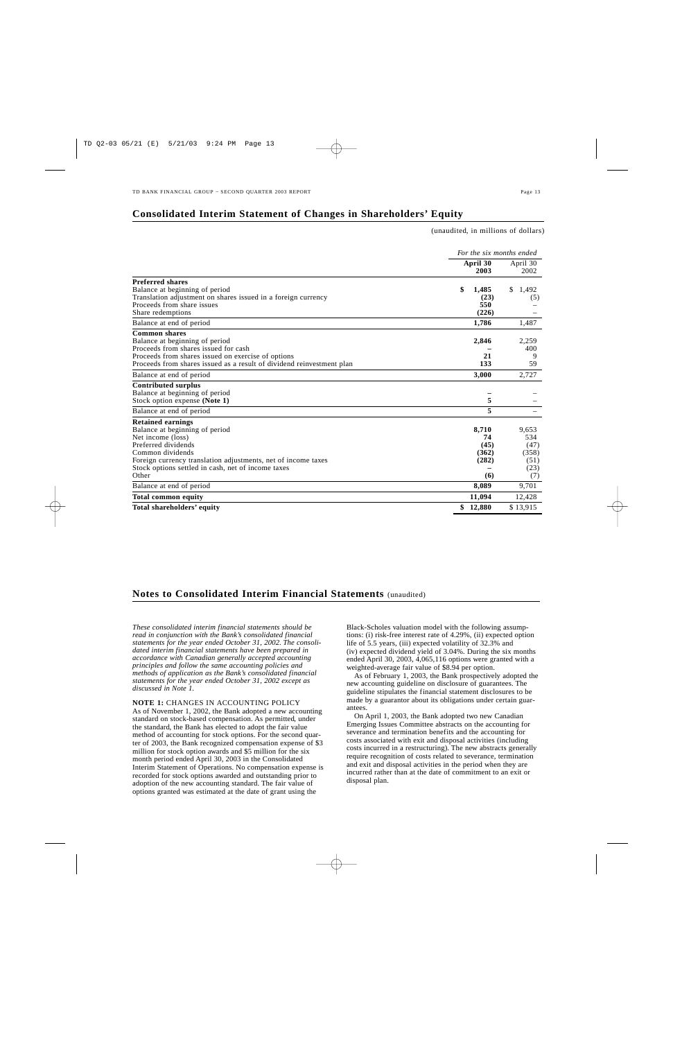## Consolidated Interim Statement of Changes in Shareholders' Equity

(unaudited, in millions of dollars)

| | *For the six months ended* | |
|---|---|---|
| | **April 30 2003** | April 30 2002 |
| **Preferred shares** | | |
| Balance at beginning of period | **$ 1,485** | $ 1,492 |
| Translation adjustment on shares issued in a foreign currency | **(23)** | (5) |
| Proceeds from share issues | **550** | – |
| Share redemptions | **(226)** | – |
| Balance at end of period | **1,786** | 1,487 |
| **Common shares** | | |
| Balance at beginning of period | **2,846** | 2,259 |
| Proceeds from shares issued for cash | **–** | 400 |
| Proceeds from shares issued on exercise of options | **21** | 9 |
| Proceeds from shares issued as a result of dividend reinvestment plan | **133** | 59 |
| Balance at end of period | **3,000** | 2,727 |
| **Contributed surplus** | | |
| Balance at beginning of period | **–** | – |
| Stock option expense **(Note 1)** | **5** | – |
| Balance at end of period | **5** | – |
| **Retained earnings** | | |
| Balance at beginning of period | **8,710** | 9,653 |
| Net income (loss) | **74** | 534 |
| Preferred dividends | **(45)** | (47) |
| Common dividends | **(362)** | (358) |
| Foreign currency translation adjustments, net of income taxes | **(282)** | (51) |
| Stock options settled in cash, net of income taxes | **–** | (23) |
| Other | **(6)** | (7) |
| Balance at end of period | **8,089** | 9,701 |
| **Total common equity** | **11,094** | 12,428 |
| **Total shareholders' equity** | **$ 12,880** | $ 13,915 |

## Notes to Consolidated Interim Financial Statements (unaudited)

*These consolidated interim financial statements should be read in conjunction with the Bank's consolidated financial statements for the year ended October 31, 2002. The consolidated interim financial statements have been prepared in accordance with Canadian generally accepted accounting principles and follow the same accounting policies and methods of application as the Bank's consolidated financial statements for the year ended October 31, 2002 except as discussed in Note 1.*

**NOTE 1:** CHANGES IN ACCOUNTING POLICY

As of November 1, 2002, the Bank adopted a new accounting standard on stock-based compensation. As permitted, under the standard, the Bank has elected to adopt the fair value method of accounting for stock options. For the second quarter of 2003, the Bank recognized compensation expense of $3 million for stock option awards and $5 million for the six month period ended April 30, 2003 in the Consolidated Interim Statement of Operations. No compensation expense is recorded for stock options awarded and outstanding prior to adoption of the new accounting standard. The fair value of options granted was estimated at the date of grant using the Black-Scholes valuation model with the following assumptions: (i) risk-free interest rate of 4.29%, (ii) expected option life of 5.5 years, (iii) expected volatility of 32.3% and (iv) expected dividend yield of 3.04%. During the six months ended April 30, 2003, 4,065,116 options were granted with a weighted-average fair value of $8.94 per option.

As of February 1, 2003, the Bank prospectively adopted the new accounting guideline on disclosure of guarantees. The guideline stipulates the financial statement disclosures to be made by a guarantor about its obligations under certain guarantees.

On April 1, 2003, the Bank adopted two new Canadian Emerging Issues Committee abstracts on the accounting for severance and termination benefits and the accounting for costs associated with exit and disposal activities (including costs incurred in a restructuring). The new abstracts generally require recognition of costs related to severance, termination and exit and disposal activities in the period when they are incurred rather than at the date of commitment to an exit or disposal plan.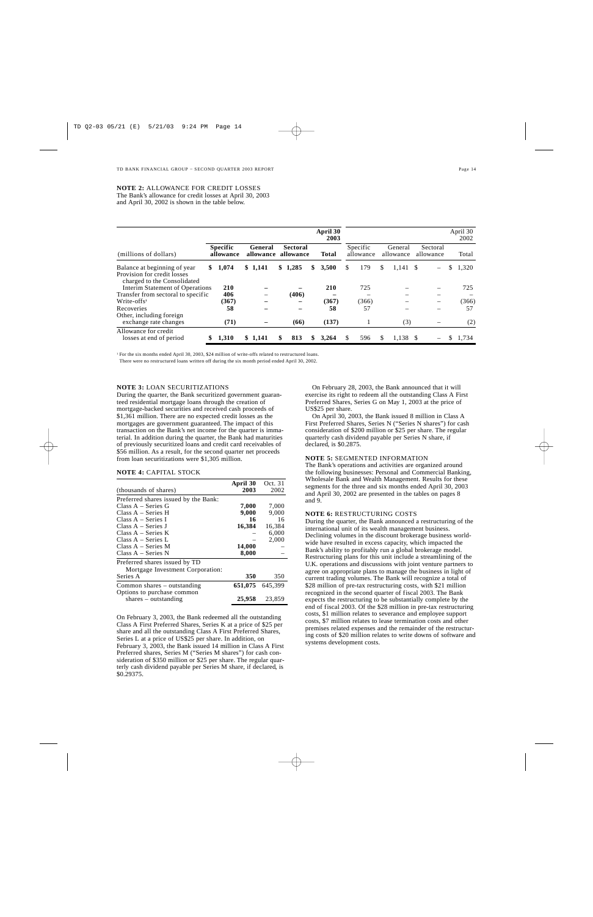**NOTE 2:** ALLOWANCE FOR CREDIT LOSSES
The Bank's allowance for credit losses at April 30, 2003 and April 30, 2002 is shown in the table below.

| (millions of dollars) | Specific allowance | General allowance | Sectoral allowance | April 30 2003 Total | Specific allowance | General allowance | Sectoral allowance | April 30 2002 Total |
|---|---|---|---|---|---|---|---|---|
| Balance at beginning of year | **$ 1,074** | **$ 1,141** | **$ 1,285** | **$ 3,500** | $ 179 | $ 1,141 | $ – | $ 1,320 |
| Provision for credit losses charged to the Consolidated Interim Statement of Operations | **210** | **–** | **–** | **210** | 725 | – | – | 725 |
| Transfer from sectoral to specific | **406** | **–** | **(406)** | **–** | – | – | – | – |
| Write-offs[1] | **(367)** | **–** | **–** | **(367)** | (366) | – | – | (366) |
| Recoveries | **58** | **–** | **–** | **58** | 57 | – | – | 57 |
| Other, including foreign exchange rate changes | **(71)** | **–** | **(66)** | **(137)** | 1 | (3) | – | (2) |
| Allowance for credit losses at end of period | **$ 1,310** | **$ 1,141** | **$ 813** | **$ 3,264** | $ 596 | $ 1,138 | $ – | $ 1,734 |

[1] For the six months ended April 30, 2003, $24 million of write-offs related to restructured loans. There were no restructured loans written off during the six month period ended April 30, 2002.

**NOTE 3:** LOAN SECURITIZATIONS
During the quarter, the Bank securitized government guaranteed residential mortgage loans through the creation of mortgage-backed securities and received cash proceeds of $1,361 million. There are no expected credit losses as the mortgages are government guaranteed. The impact of this transaction on the Bank's net income for the quarter is immaterial. In addition during the quarter, the Bank had maturities of previously securitized loans and credit card receivables of $56 million. As a result, for the second quarter net proceeds from loan securitizations were $1,305 million.

**NOTE 4:** CAPITAL STOCK

| (thousands of shares) | April 30 2003 | Oct. 31 2002 |
|---|---|---|
| Preferred shares issued by the Bank: | | |
| Class A – Series G | **7,000** | 7,000 |
| Class A – Series H | **9,000** | 9,000 |
| Class A – Series I | **16** | 16 |
| Class A – Series J | **16,384** | 16,384 |
| Class A – Series K | – | 6,000 |
| Class A – Series L | – | 2,000 |
| Class A – Series M | **14,000** | – |
| Class A – Series N | **8,000** | – |
| Preferred shares issued by TD Mortgage Investment Corporation: | | |
| Series A | **350** | 350 |
| Common shares – outstanding | **651,075** | 645,399 |
| Options to purchase common shares – outstanding | **25,958** | 23,859 |

On February 3, 2003, the Bank redeemed all the outstanding Class A First Preferred Shares, Series K at a price of $25 per share and all the outstanding Class A First Preferred Shares, Series L at a price of US$25 per share. In addition, on February 3, 2003, the Bank issued 14 million in Class A First Preferred shares, Series M ("Series M shares") for cash consideration of $350 million or $25 per share. The regular quarterly cash dividend payable per Series M share, if declared, is $0.29375.

On February 28, 2003, the Bank announced that it will exercise its right to redeem all the outstanding Class A First Preferred Shares, Series G on May 1, 2003 at the price of US$25 per share.

On April 30, 2003, the Bank issued 8 million in Class A First Preferred Shares, Series N ("Series N shares") for cash consideration of $200 million or $25 per share. The regular quarterly cash dividend payable per Series N share, if declared, is $0.2875.

**NOTE 5:** SEGMENTED INFORMATION
The Bank's operations and activities are organized around the following businesses: Personal and Commercial Banking, Wholesale Bank and Wealth Management. Results for these segments for the three and six months ended April 30, 2003 and April 30, 2002 are presented in the tables on pages 8 and 9.

**NOTE 6:** RESTRUCTURING COSTS
During the quarter, the Bank announced a restructuring of the international unit of its wealth management business. Declining volumes in the discount brokerage business worldwide have resulted in excess capacity, which impacted the Bank's ability to profitably run a global brokerage model. Restructuring plans for this unit include a streamlining of the U.K. operations and discussions with joint venture partners to agree on appropriate plans to manage the business in light of current trading volumes. The Bank will recognize a total of $28 million of pre-tax restructuring costs, with $21 million recognized in the second quarter of fiscal 2003. The Bank expects the restructuring to be substantially complete by the end of fiscal 2003. Of the $28 million in pre-tax restructuring costs, $1 million relates to severance and employee support costs, $7 million relates to lease termination costs and other premises related expenses and the remainder of the restructuring costs of $20 million relates to write downs of software and systems development costs.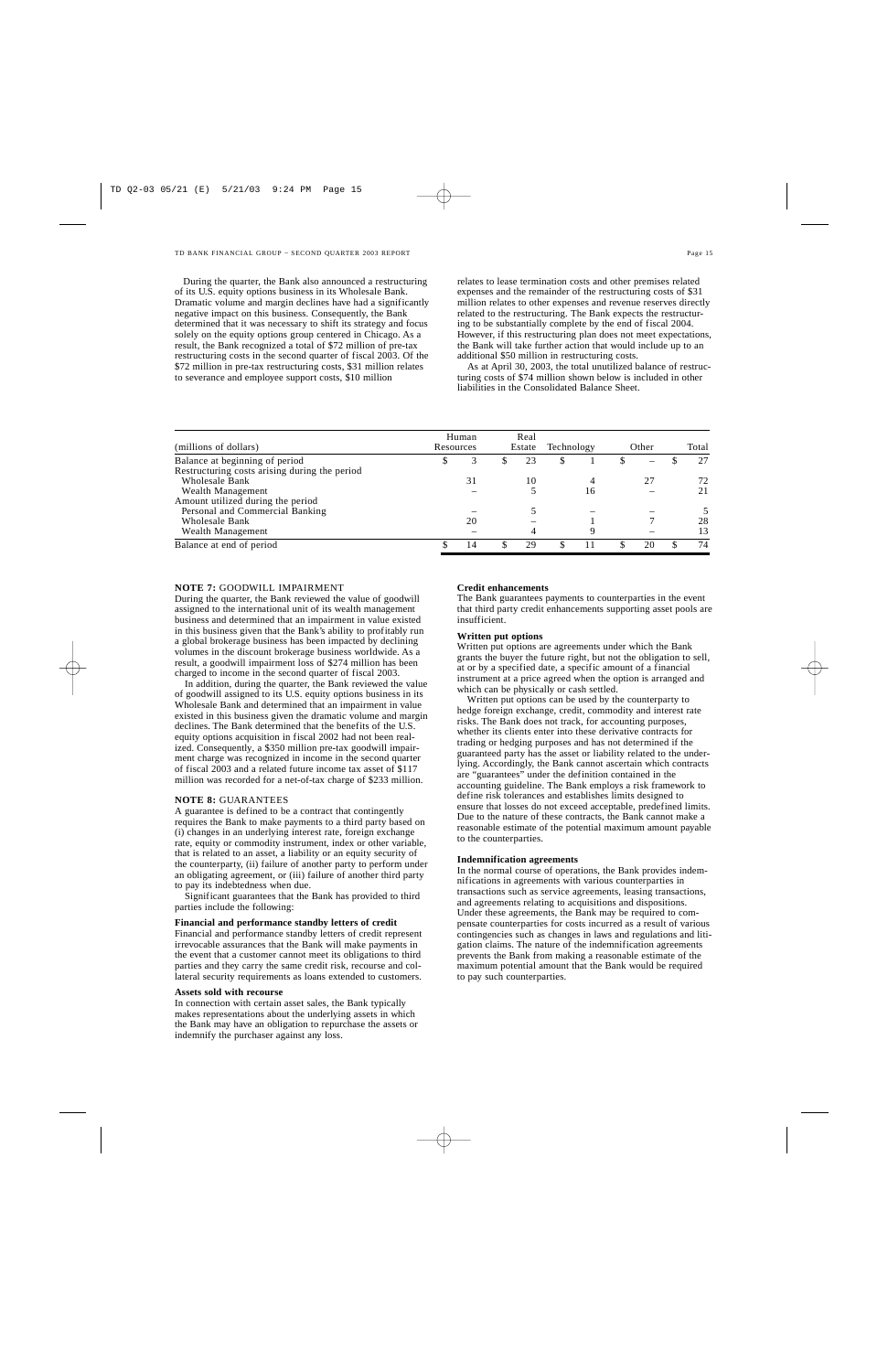During the quarter, the Bank also announced a restructuring of its U.S. equity options business in its Wholesale Bank. Dramatic volume and margin declines have had a significantly negative impact on this business. Consequently, the Bank determined that it was necessary to shift its strategy and focus solely on the equity options group centered in Chicago. As a result, the Bank recognized a total of $72 million of pre-tax restructuring costs in the second quarter of fiscal 2003. Of the $72 million in pre-tax restructuring costs, $31 million relates to severance and employee support costs, $10 million relates to lease termination costs and other premises related expenses and the remainder of the restructuring costs of $31 million relates to other expenses and revenue reserves directly related to the restructuring. The Bank expects the restructuring to be substantially complete by the end of fiscal 2004. However, if this restructuring plan does not meet expectations, the Bank will take further action that would include up to an additional $50 million in restructuring costs.

As at April 30, 2003, the total unutilized balance of restructuring costs of $74 million shown below is included in other liabilities in the Consolidated Balance Sheet.

| (millions of dollars) | Human Resources | Real Estate | Technology | Other | Total |
|---|---|---|---|---|---|
| Balance at beginning of period | $ 3 | $ 23 | $ 1 | $ – | $ 27 |
| Restructuring costs arising during the period | | | | | |
| Wholesale Bank | 31 | 10 | 4 | 27 | 72 |
| Wealth Management | – | 5 | 16 | – | 21 |
| Amount utilized during the period | | | | | |
| Personal and Commercial Banking | – | 5 | – | – | 5 |
| Wholesale Bank | 20 | – | 1 | 7 | 28 |
| Wealth Management | – | 4 | 9 | – | 13 |
| Balance at end of period | $ 14 | $ 29 | $ 11 | $ 20 | $ 74 |

## NOTE 7: GOODWILL IMPAIRMENT

During the quarter, the Bank reviewed the value of goodwill assigned to the international unit of its wealth management business and determined that an impairment in value existed in this business given that the Bank's ability to profitably run a global brokerage business has been impacted by declining volumes in the discount brokerage business worldwide. As a result, a goodwill impairment loss of $274 million has been charged to income in the second quarter of fiscal 2003.

In addition, during the quarter, the Bank reviewed the value of goodwill assigned to its U.S. equity options business in its Wholesale Bank and determined that an impairment in value existed in this business given the dramatic volume and margin declines. The Bank determined that the benefits of the U.S. equity options acquisition in fiscal 2002 had not been realized. Consequently, a $350 million pre-tax goodwill impairment charge was recognized in income in the second quarter of fiscal 2003 and a related future income tax asset of $117 million was recorded for a net-of-tax charge of $233 million.

## NOTE 8: GUARANTEES

A guarantee is defined to be a contract that contingently requires the Bank to make payments to a third party based on (i) changes in an underlying interest rate, foreign exchange rate, equity or commodity instrument, index or other variable, that is related to an asset, a liability or an equity security of the counterparty, (ii) failure of another party to perform under an obligating agreement, or (iii) failure of another third party to pay its indebtedness when due.

Significant guarantees that the Bank has provided to third parties include the following:

**Financial and performance standby letters of credit**
Financial and performance standby letters of credit represent irrevocable assurances that the Bank will make payments in the event that a customer cannot meet its obligations to third parties and they carry the same credit risk, recourse and collateral security requirements as loans extended to customers.

**Assets sold with recourse**
In connection with certain asset sales, the Bank typically makes representations about the underlying assets in which the Bank may have an obligation to repurchase the assets or indemnify the purchaser against any loss.

**Credit enhancements**
The Bank guarantees payments to counterparties in the event that third party credit enhancements supporting asset pools are insufficient.

**Written put options**
Written put options are agreements under which the Bank grants the buyer the future right, but not the obligation to sell, at or by a specified date, a specific amount of a financial instrument at a price agreed when the option is arranged and which can be physically or cash settled.

Written put options can be used by the counterparty to hedge foreign exchange, credit, commodity and interest rate risks. The Bank does not track, for accounting purposes, whether its clients enter into these derivative contracts for trading or hedging purposes and has not determined if the guaranteed party has the asset or liability related to the underlying. Accordingly, the Bank cannot ascertain which contracts are "guarantees" under the definition contained in the accounting guideline. The Bank employs a risk framework to define risk tolerances and establishes limits designed to ensure that losses do not exceed acceptable, predefined limits. Due to the nature of these contracts, the Bank cannot make a reasonable estimate of the potential maximum amount payable to the counterparties.

**Indemnification agreements**
In the normal course of operations, the Bank provides indemnifications in agreements with various counterparties in transactions such as service agreements, leasing transactions, and agreements relating to acquisitions and dispositions. Under these agreements, the Bank may be required to compensate counterparties for costs incurred as a result of various contingencies such as changes in laws and regulations and litigation claims. The nature of the indemnification agreements prevents the Bank from making a reasonable estimate of the maximum potential amount that the Bank would be required to pay such counterparties.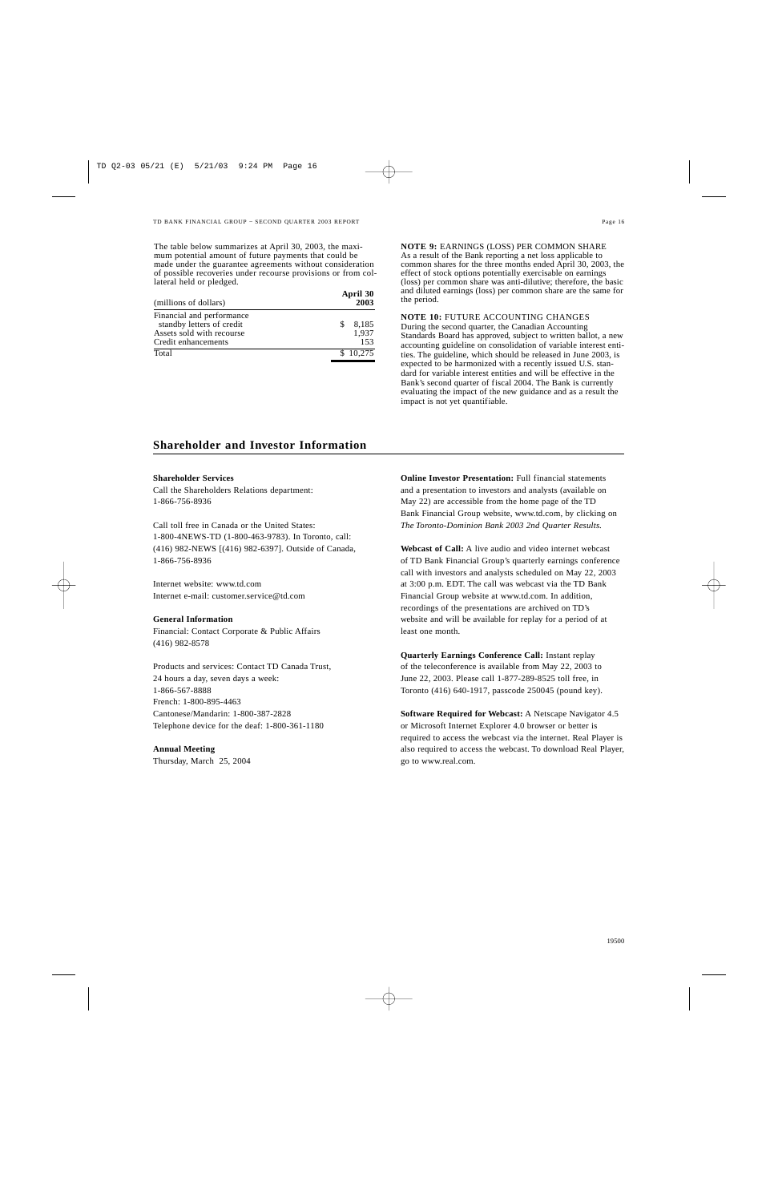The table below summarizes at April 30, 2003, the maximum potential amount of future payments that could be made under the guarantee agreements without consideration of possible recoveries under recourse provisions or from collateral held or pledged.

| (millions of dollars) | April 30 2003 |
|---|---|
| Financial and performance standby letters of credit | $ 8,185 |
| Assets sold with recourse | 1,937 |
| Credit enhancements | 153 |
| Total | $ 10,275 |

**NOTE 9:** EARNINGS (LOSS) PER COMMON SHARE
As a result of the Bank reporting a net loss applicable to common shares for the three months ended April 30, 2003, the effect of stock options potentially exercisable on earnings (loss) per common share was anti-dilutive; therefore, the basic and diluted earnings (loss) per common share are the same for the period.

**NOTE 10:** FUTURE ACCOUNTING CHANGES
During the second quarter, the Canadian Accounting Standards Board has approved, subject to written ballot, a new accounting guideline on consolidation of variable interest entities. The guideline, which should be released in June 2003, is expected to be harmonized with a recently issued U.S. standard for variable interest entities and will be effective in the Bank's second quarter of fiscal 2004. The Bank is currently evaluating the impact of the new guidance and as a result the impact is not yet quantifiable.

## Shareholder and Investor Information

**Shareholder Services**
Call the Shareholders Relations department:
1-866-756-8936

Call toll free in Canada or the United States:
1-800-4NEWS-TD (1-800-463-9783). In Toronto, call:
(416) 982-NEWS [(416) 982-6397]. Outside of Canada,
1-866-756-8936

Internet website: www.td.com
Internet e-mail: customer.service@td.com

**General Information**
Financial: Contact Corporate & Public Affairs
(416) 982-8578

Products and services: Contact TD Canada Trust,
24 hours a day, seven days a week:
1-866-567-8888
French: 1-800-895-4463
Cantonese/Mandarin: 1-800-387-2828
Telephone device for the deaf: 1-800-361-1180

**Annual Meeting**
Thursday, March 25, 2004

**Online Investor Presentation:** Full financial statements and a presentation to investors and analysts (available on May 22) are accessible from the home page of the TD Bank Financial Group website, www.td.com, by clicking on *The Toronto-Dominion Bank 2003 2nd Quarter Results.*

**Webcast of Call:** A live audio and video internet webcast of TD Bank Financial Group's quarterly earnings conference call with investors and analysts scheduled on May 22, 2003 at 3:00 p.m. EDT. The call was webcast via the TD Bank Financial Group website at www.td.com. In addition, recordings of the presentations are archived on TD's website and will be available for replay for a period of at least one month.

**Quarterly Earnings Conference Call:** Instant replay of the teleconference is available from May 22, 2003 to June 22, 2003. Please call 1-877-289-8525 toll free, in Toronto (416) 640-1917, passcode 250045 (pound key).

**Software Required for Webcast:** A Netscape Navigator 4.5 or Microsoft Internet Explorer 4.0 browser or better is required to access the webcast via the internet. Real Player is also required to access the webcast. To download Real Player, go to www.real.com.

19500